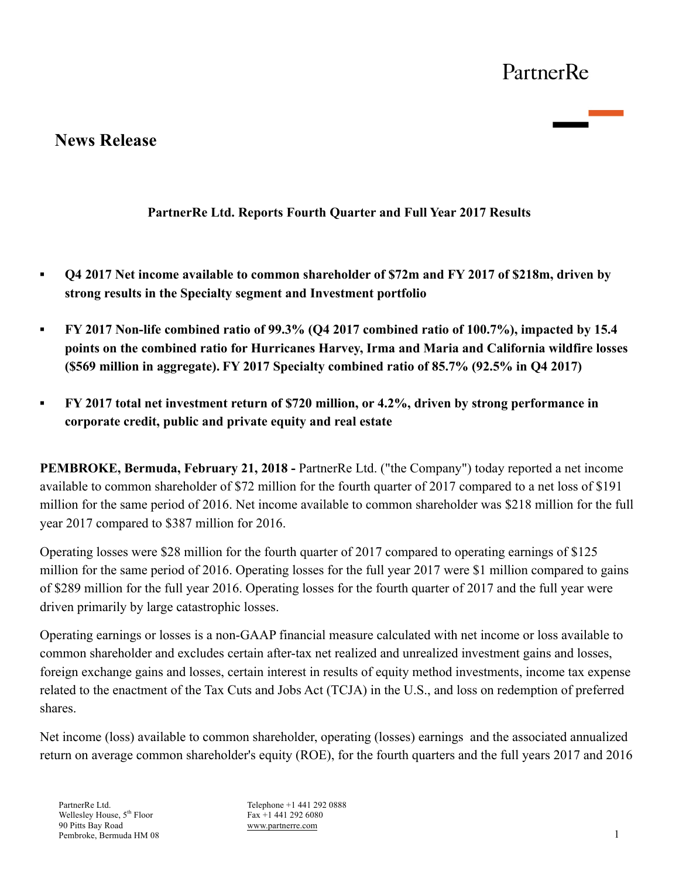PartnerRe

# News Release

**PartnerRe Ltd. Reports Fourth Quarter and Full Year 2017 Results**

- **Q4 2017 Net income available to common shareholder of $72m and FY 2017 of $218m, driven by strong results in the Specialty segment and Investment portfolio**
- **FY 2017 Non-life combined ratio of 99.3% (Q4 2017 combined ratio of 100.7%), impacted by 15.4 points on the combined ratio for Hurricanes Harvey, Irma and Maria and California wildfire losses ($569 million in aggregate). FY 2017 Specialty combined ratio of 85.7% (92.5% in Q4 2017)**
- **FY 2017 total net investment return of $720 million, or 4.2%, driven by strong performance in corporate credit, public and private equity and real estate**

**PEMBROKE, Bermuda, February 21, 2018 -** PartnerRe Ltd. ("the Company") today reported a net income available to common shareholder of $72 million for the fourth quarter of 2017 compared to a net loss of $191 million for the same period of 2016. Net income available to common shareholder was $218 million for the full year 2017 compared to $387 million for 2016.

Operating losses were $28 million for the fourth quarter of 2017 compared to operating earnings of $125 million for the same period of 2016. Operating losses for the full year 2017 were $1 million compared to gains of $289 million for the full year 2016. Operating losses for the fourth quarter of 2017 and the full year were driven primarily by large catastrophic losses.

Operating earnings or losses is a non-GAAP financial measure calculated with net income or loss available to common shareholder and excludes certain after-tax net realized and unrealized investment gains and losses, foreign exchange gains and losses, certain interest in results of equity method investments, income tax expense related to the enactment of the Tax Cuts and Jobs Act (TCJA) in the U.S., and loss on redemption of preferred shares.

Net income (loss) available to common shareholder, operating (losses) earnings and the associated annualized return on average common shareholder's equity (ROE), for the fourth quarters and the full years 2017 and 2016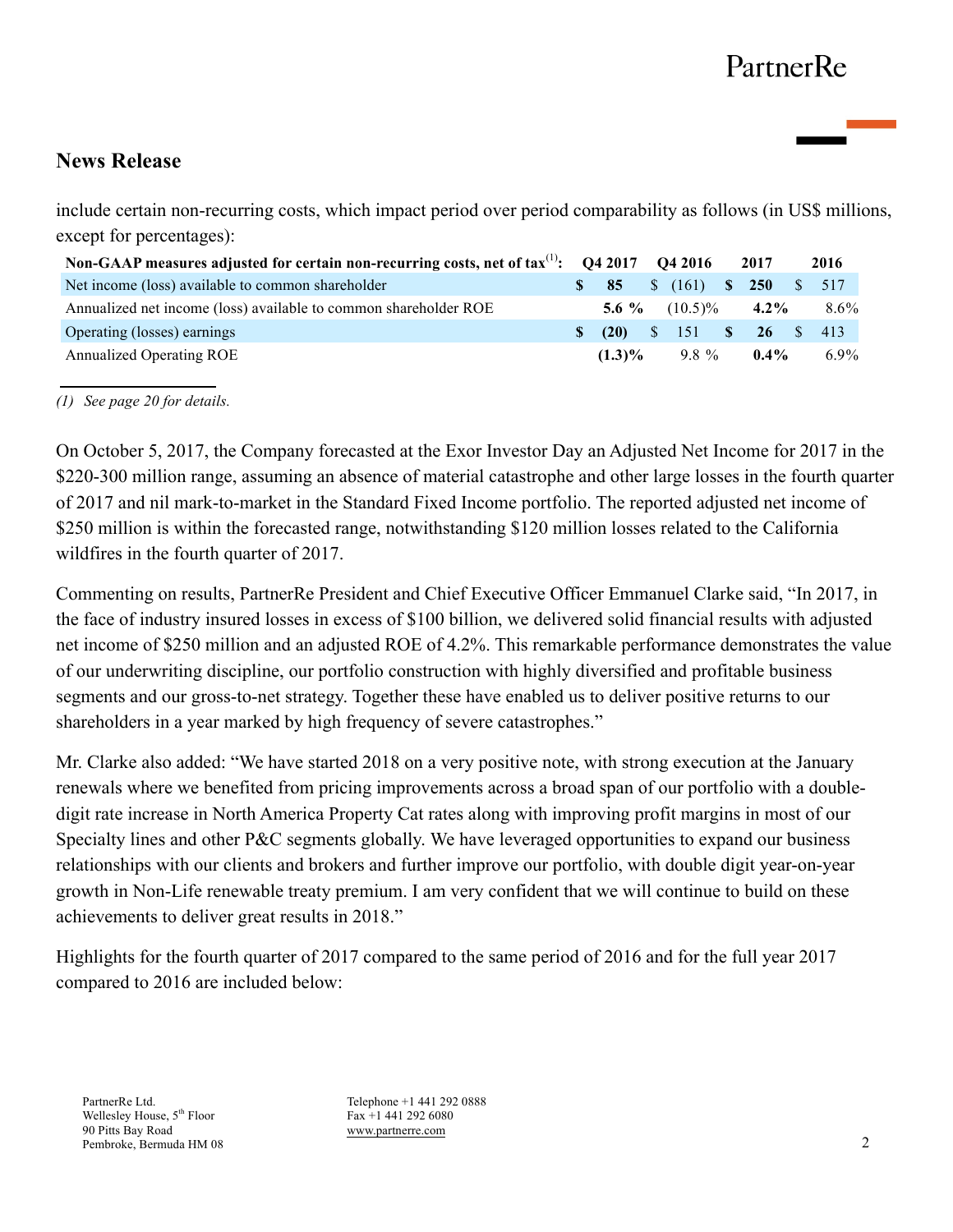## News Release

include certain non-recurring costs, which impact period over period comparability as follows (in US$ millions, except for percentages):

| Non-GAAP measures adjusted for certain non-recurring costs, net of tax[(1)]: | Q4 2017 | Q4 2016 | 2017 | 2016 |
|---|---|---|---|---|
| Net income (loss) available to common shareholder | **$ 85** | $ (161) | **$ 250** | $ 517 |
| Annualized net income (loss) available to common shareholder ROE | **5.6 %** | (10.5)% | **4.2%** | 8.6% |
| Operating (losses) earnings | **$ (20)** | $ 151 | **$ 26** | $ 413 |
| Annualized Operating ROE | **(1.3)%** | 9.8 % | **0.4%** | 6.9% |

*(1) See page 20 for details.*

On October 5, 2017, the Company forecasted at the Exor Investor Day an Adjusted Net Income for 2017 in the $220-300 million range, assuming an absence of material catastrophe and other large losses in the fourth quarter of 2017 and nil mark-to-market in the Standard Fixed Income portfolio. The reported adjusted net income of $250 million is within the forecasted range, notwithstanding $120 million losses related to the California wildfires in the fourth quarter of 2017.

Commenting on results, PartnerRe President and Chief Executive Officer Emmanuel Clarke said, "In 2017, in the face of industry insured losses in excess of $100 billion, we delivered solid financial results with adjusted net income of $250 million and an adjusted ROE of 4.2%. This remarkable performance demonstrates the value of our underwriting discipline, our portfolio construction with highly diversified and profitable business segments and our gross-to-net strategy. Together these have enabled us to deliver positive returns to our shareholders in a year marked by high frequency of severe catastrophes."

Mr. Clarke also added: "We have started 2018 on a very positive note, with strong execution at the January renewals where we benefited from pricing improvements across a broad span of our portfolio with a double-digit rate increase in North America Property Cat rates along with improving profit margins in most of our Specialty lines and other P&C segments globally. We have leveraged opportunities to expand our business relationships with our clients and brokers and further improve our portfolio, with double digit year-on-year growth in Non-Life renewable treaty premium. I am very confident that we will continue to build on these achievements to deliver great results in 2018."

Highlights for the fourth quarter of 2017 compared to the same period of 2016 and for the full year 2017 compared to 2016 are included below: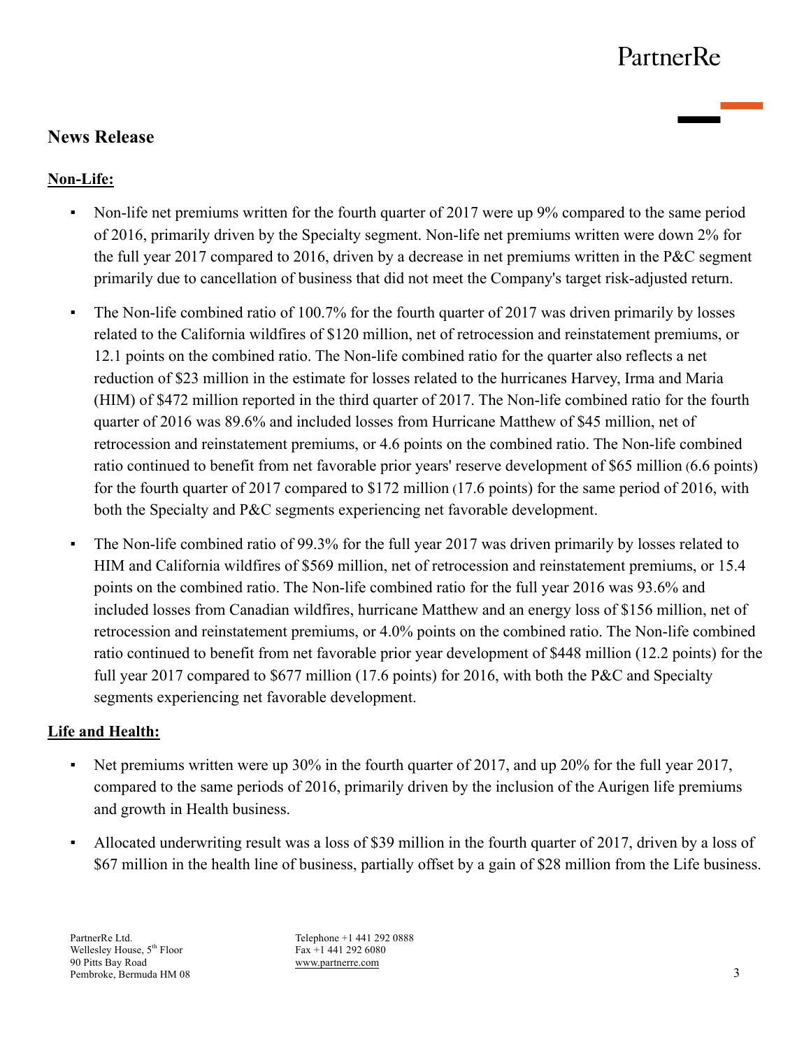## News Release

**Non-Life:**

- Non-life net premiums written for the fourth quarter of 2017 were up 9% compared to the same period of 2016, primarily driven by the Specialty segment. Non-life net premiums written were down 2% for the full year 2017 compared to 2016, driven by a decrease in net premiums written in the P&C segment primarily due to cancellation of business that did not meet the Company's target risk-adjusted return.

- The Non-life combined ratio of 100.7% for the fourth quarter of 2017 was driven primarily by losses related to the California wildfires of $120 million, net of retrocession and reinstatement premiums, or 12.1 points on the combined ratio. The Non-life combined ratio for the quarter also reflects a net reduction of $23 million in the estimate for losses related to the hurricanes Harvey, Irma and Maria (HIM) of $472 million reported in the third quarter of 2017. The Non-life combined ratio for the fourth quarter of 2016 was 89.6% and included losses from Hurricane Matthew of $45 million, net of retrocession and reinstatement premiums, or 4.6 points on the combined ratio. The Non-life combined ratio continued to benefit from net favorable prior years' reserve development of $65 million (6.6 points) for the fourth quarter of 2017 compared to $172 million (17.6 points) for the same period of 2016, with both the Specialty and P&C segments experiencing net favorable development.

- The Non-life combined ratio of 99.3% for the full year 2017 was driven primarily by losses related to HIM and California wildfires of $569 million, net of retrocession and reinstatement premiums, or 15.4 points on the combined ratio. The Non-life combined ratio for the full year 2016 was 93.6% and included losses from Canadian wildfires, hurricane Matthew and an energy loss of $156 million, net of retrocession and reinstatement premiums, or 4.0% points on the combined ratio. The Non-life combined ratio continued to benefit from net favorable prior year development of $448 million (12.2 points) for the full year 2017 compared to $677 million (17.6 points) for 2016, with both the P&C and Specialty segments experiencing net favorable development.

**Life and Health:**

- Net premiums written were up 30% in the fourth quarter of 2017, and up 20% for the full year 2017, compared to the same periods of 2016, primarily driven by the inclusion of the Aurigen life premiums and growth in Health business.

- Allocated underwriting result was a loss of $39 million in the fourth quarter of 2017, driven by a loss of $67 million in the health line of business, partially offset by a gain of $28 million from the Life business.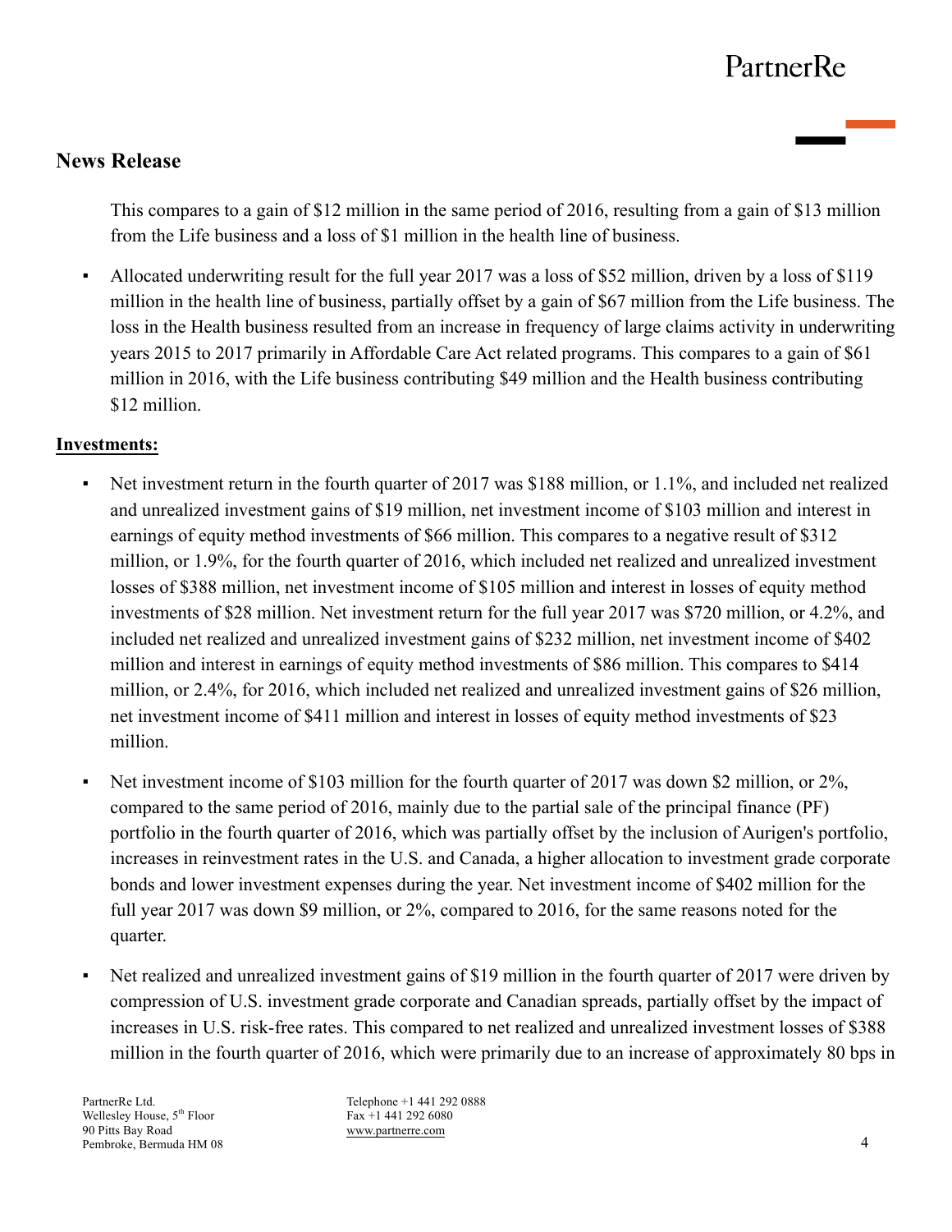This compares to a gain of $12 million in the same period of 2016, resulting from a gain of $13 million from the Life business and a loss of $1 million in the health line of business.

- Allocated underwriting result for the full year 2017 was a loss of $52 million, driven by a loss of $119 million in the health line of business, partially offset by a gain of $67 million from the Life business. The loss in the Health business resulted from an increase in frequency of large claims activity in underwriting years 2015 to 2017 primarily in Affordable Care Act related programs. This compares to a gain of $61 million in 2016, with the Life business contributing $49 million and the Health business contributing $12 million.

**Investments:**

- Net investment return in the fourth quarter of 2017 was $188 million, or 1.1%, and included net realized and unrealized investment gains of $19 million, net investment income of $103 million and interest in earnings of equity method investments of $66 million. This compares to a negative result of $312 million, or 1.9%, for the fourth quarter of 2016, which included net realized and unrealized investment losses of $388 million, net investment income of $105 million and interest in losses of equity method investments of $28 million. Net investment return for the full year 2017 was $720 million, or 4.2%, and included net realized and unrealized investment gains of $232 million, net investment income of $402 million and interest in earnings of equity method investments of $86 million. This compares to $414 million, or 2.4%, for 2016, which included net realized and unrealized investment gains of $26 million, net investment income of $411 million and interest in losses of equity method investments of $23 million.

- Net investment income of $103 million for the fourth quarter of 2017 was down $2 million, or 2%, compared to the same period of 2016, mainly due to the partial sale of the principal finance (PF) portfolio in the fourth quarter of 2016, which was partially offset by the inclusion of Aurigen's portfolio, increases in reinvestment rates in the U.S. and Canada, a higher allocation to investment grade corporate bonds and lower investment expenses during the year. Net investment income of $402 million for the full year 2017 was down $9 million, or 2%, compared to 2016, for the same reasons noted for the quarter.

- Net realized and unrealized investment gains of $19 million in the fourth quarter of 2017 were driven by compression of U.S. investment grade corporate and Canadian spreads, partially offset by the impact of increases in U.S. risk-free rates. This compared to net realized and unrealized investment losses of $388 million in the fourth quarter of 2016, which were primarily due to an increase of approximately 80 bps in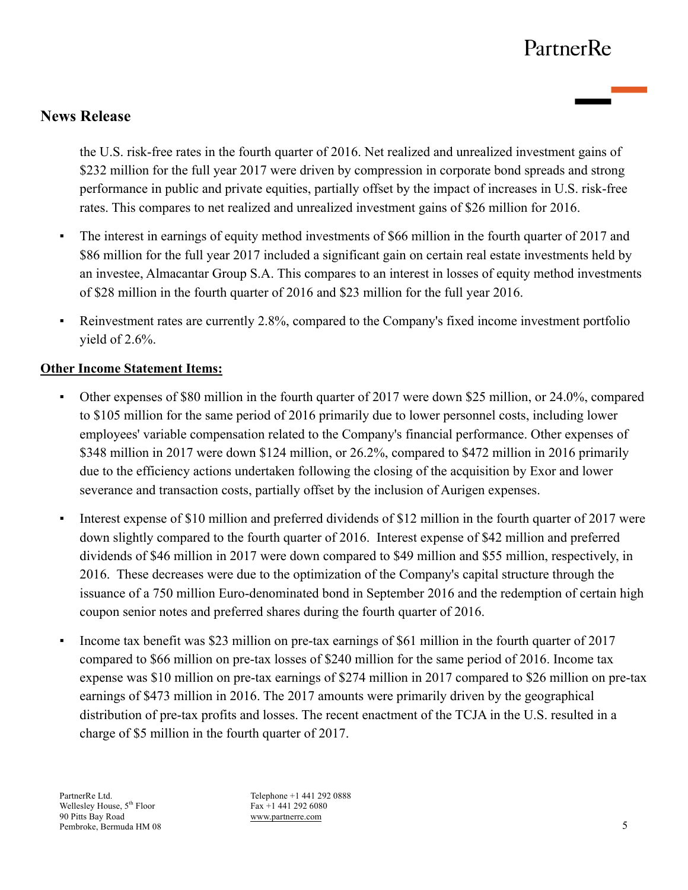## News Release

the U.S. risk-free rates in the fourth quarter of 2016. Net realized and unrealized investment gains of $232 million for the full year 2017 were driven by compression in corporate bond spreads and strong performance in public and private equities, partially offset by the impact of increases in U.S. risk-free rates. This compares to net realized and unrealized investment gains of $26 million for 2016.

- The interest in earnings of equity method investments of $66 million in the fourth quarter of 2017 and $86 million for the full year 2017 included a significant gain on certain real estate investments held by an investee, Almacantar Group S.A. This compares to an interest in losses of equity method investments of $28 million in the fourth quarter of 2016 and $23 million for the full year 2016.
- Reinvestment rates are currently 2.8%, compared to the Company's fixed income investment portfolio yield of 2.6%.

**Other Income Statement Items:**

- Other expenses of $80 million in the fourth quarter of 2017 were down $25 million, or 24.0%, compared to $105 million for the same period of 2016 primarily due to lower personnel costs, including lower employees' variable compensation related to the Company's financial performance. Other expenses of $348 million in 2017 were down $124 million, or 26.2%, compared to $472 million in 2016 primarily due to the efficiency actions undertaken following the closing of the acquisition by Exor and lower severance and transaction costs, partially offset by the inclusion of Aurigen expenses.
- Interest expense of $10 million and preferred dividends of $12 million in the fourth quarter of 2017 were down slightly compared to the fourth quarter of 2016. Interest expense of $42 million and preferred dividends of $46 million in 2017 were down compared to $49 million and $55 million, respectively, in 2016. These decreases were due to the optimization of the Company's capital structure through the issuance of a 750 million Euro-denominated bond in September 2016 and the redemption of certain high coupon senior notes and preferred shares during the fourth quarter of 2016.
- Income tax benefit was $23 million on pre-tax earnings of $61 million in the fourth quarter of 2017 compared to $66 million on pre-tax losses of $240 million for the same period of 2016. Income tax expense was $10 million on pre-tax earnings of $274 million in 2017 compared to $26 million on pre-tax earnings of $473 million in 2016. The 2017 amounts were primarily driven by the geographical distribution of pre-tax profits and losses. The recent enactment of the TCJA in the U.S. resulted in a charge of $5 million in the fourth quarter of 2017.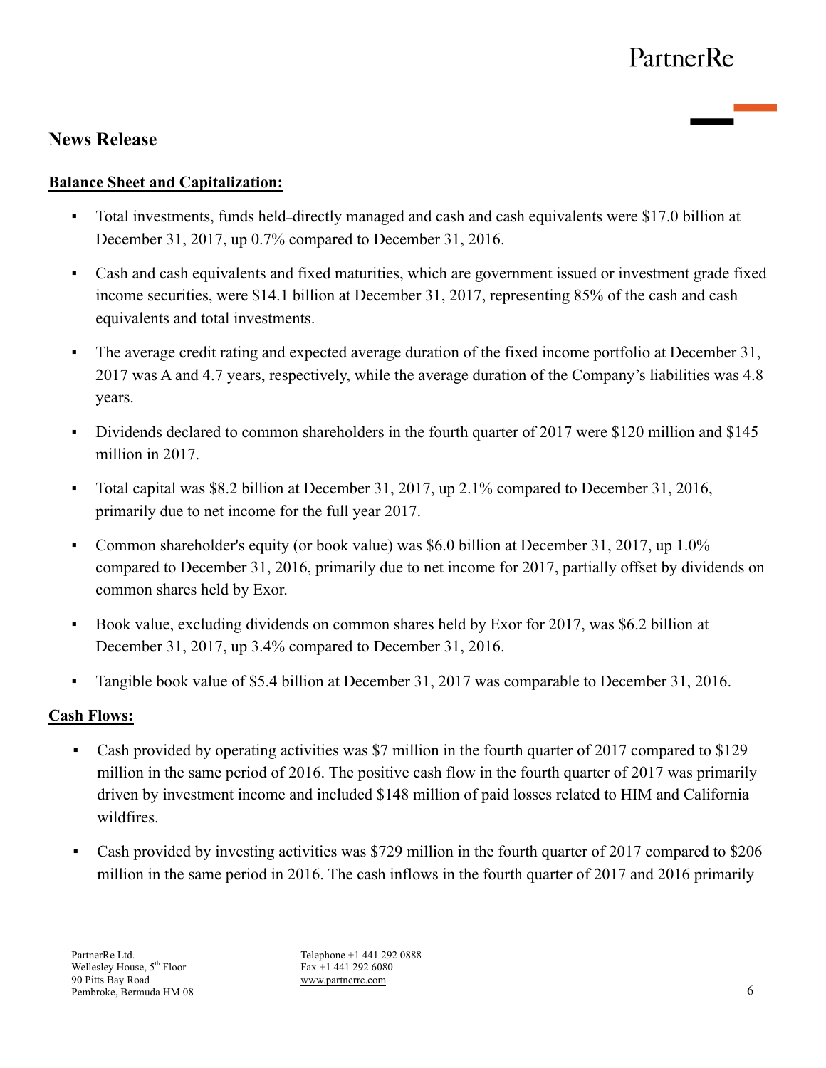## News Release

**Balance Sheet and Capitalization:**

- Total investments, funds held–directly managed and cash and cash equivalents were $17.0 billion at December 31, 2017, up 0.7% compared to December 31, 2016.
- Cash and cash equivalents and fixed maturities, which are government issued or investment grade fixed income securities, were $14.1 billion at December 31, 2017, representing 85% of the cash and cash equivalents and total investments.
- The average credit rating and expected average duration of the fixed income portfolio at December 31, 2017 was A and 4.7 years, respectively, while the average duration of the Company's liabilities was 4.8 years.
- Dividends declared to common shareholders in the fourth quarter of 2017 were $120 million and $145 million in 2017.
- Total capital was $8.2 billion at December 31, 2017, up 2.1% compared to December 31, 2016, primarily due to net income for the full year 2017.
- Common shareholder's equity (or book value) was $6.0 billion at December 31, 2017, up 1.0% compared to December 31, 2016, primarily due to net income for 2017, partially offset by dividends on common shares held by Exor.
- Book value, excluding dividends on common shares held by Exor for 2017, was $6.2 billion at December 31, 2017, up 3.4% compared to December 31, 2016.
- Tangible book value of $5.4 billion at December 31, 2017 was comparable to December 31, 2016.

**Cash Flows:**

- Cash provided by operating activities was $7 million in the fourth quarter of 2017 compared to $129 million in the same period of 2016. The positive cash flow in the fourth quarter of 2017 was primarily driven by investment income and included $148 million of paid losses related to HIM and California wildfires.
- Cash provided by investing activities was $729 million in the fourth quarter of 2017 compared to $206 million in the same period in 2016. The cash inflows in the fourth quarter of 2017 and 2016 primarily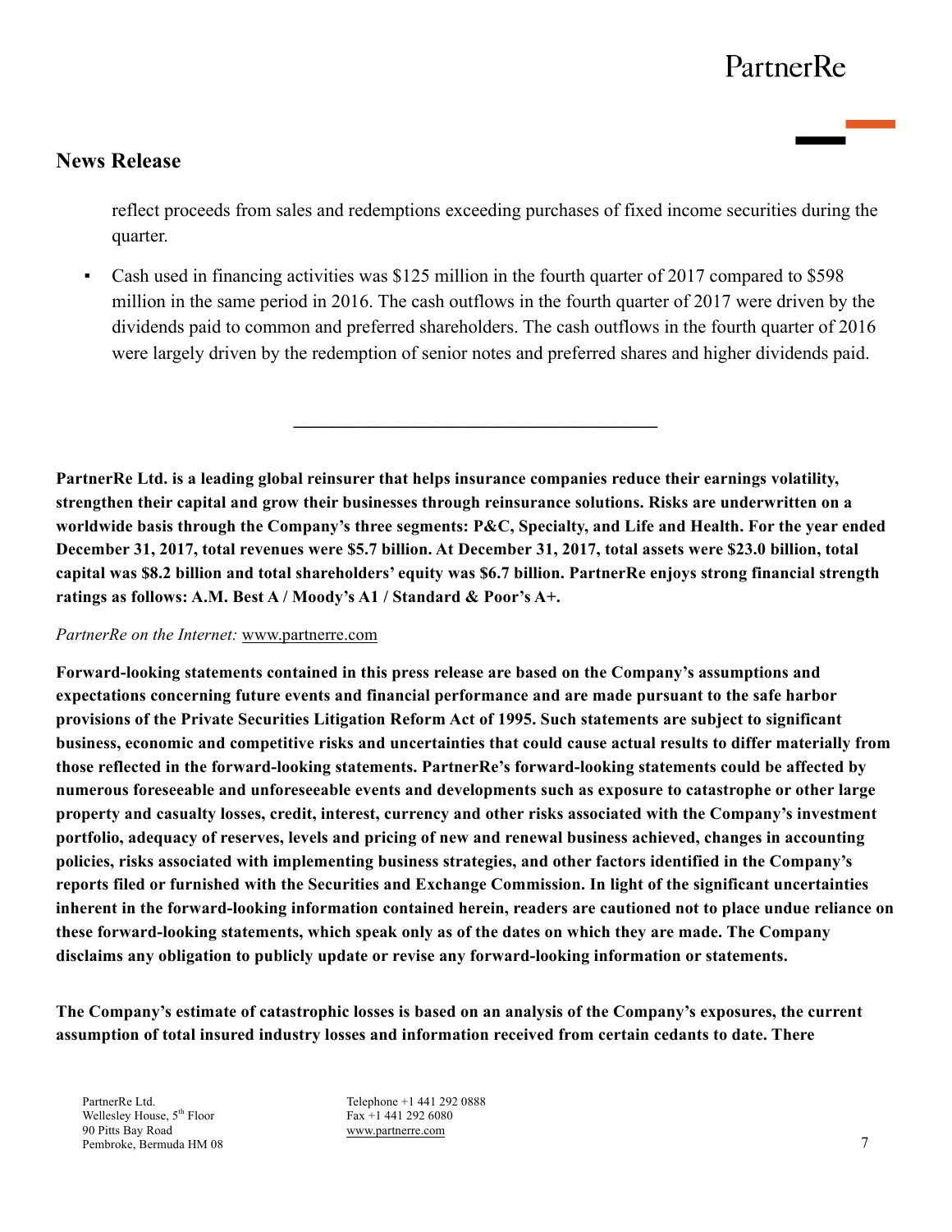reflect proceeds from sales and redemptions exceeding purchases of fixed income securities during the quarter.

- Cash used in financing activities was $125 million in the fourth quarter of 2017 compared to $598 million in the same period in 2016. The cash outflows in the fourth quarter of 2017 were driven by the dividends paid to common and preferred shareholders. The cash outflows in the fourth quarter of 2016 were largely driven by the redemption of senior notes and preferred shares and higher dividends paid.

---

**PartnerRe Ltd. is a leading global reinsurer that helps insurance companies reduce their earnings volatility, strengthen their capital and grow their businesses through reinsurance solutions. Risks are underwritten on a worldwide basis through the Company's three segments: P&C, Specialty, and Life and Health. For the year ended December 31, 2017, total revenues were $5.7 billion. At December 31, 2017, total assets were $23.0 billion, total capital was $8.2 billion and total shareholders' equity was $6.7 billion. PartnerRe enjoys strong financial strength ratings as follows: A.M. Best A / Moody's A1 / Standard & Poor's A+.**

*PartnerRe on the Internet:* www.partnerre.com

**Forward-looking statements contained in this press release are based on the Company's assumptions and expectations concerning future events and financial performance and are made pursuant to the safe harbor provisions of the Private Securities Litigation Reform Act of 1995. Such statements are subject to significant business, economic and competitive risks and uncertainties that could cause actual results to differ materially from those reflected in the forward-looking statements. PartnerRe's forward-looking statements could be affected by numerous foreseeable and unforeseeable events and developments such as exposure to catastrophe or other large property and casualty losses, credit, interest, currency and other risks associated with the Company's investment portfolio, adequacy of reserves, levels and pricing of new and renewal business achieved, changes in accounting policies, risks associated with implementing business strategies, and other factors identified in the Company's reports filed or furnished with the Securities and Exchange Commission. In light of the significant uncertainties inherent in the forward-looking information contained herein, readers are cautioned not to place undue reliance on these forward-looking statements, which speak only as of the dates on which they are made. The Company disclaims any obligation to publicly update or revise any forward-looking information or statements.**

**The Company's estimate of catastrophic losses is based on an analysis of the Company's exposures, the current assumption of total insured industry losses and information received from certain cedants to date. There**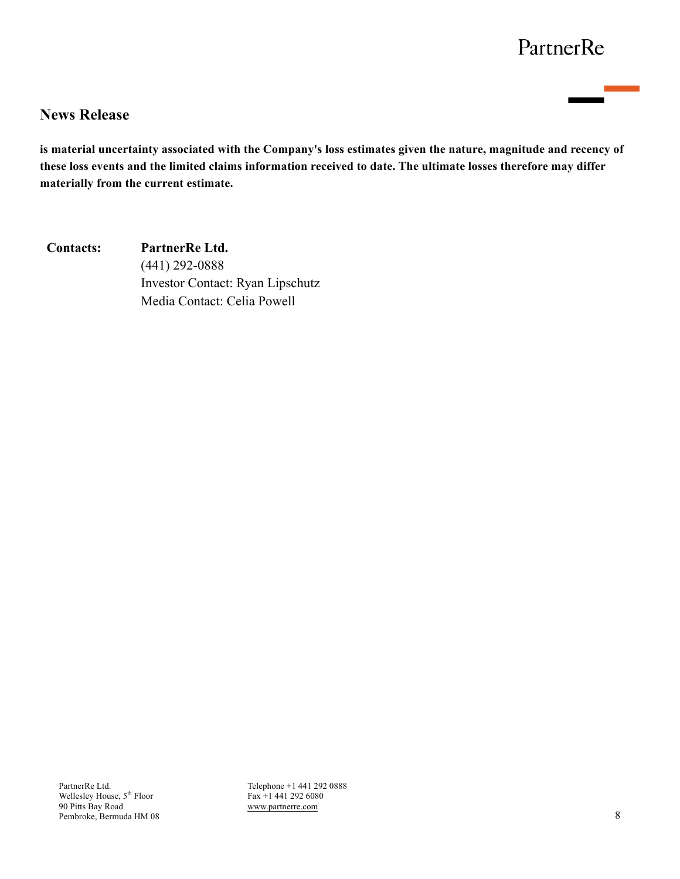**is material uncertainty associated with the Company's loss estimates given the nature, magnitude and recency of these loss events and the limited claims information received to date. The ultimate losses therefore may differ materially from the current estimate.**

**Contacts:** **PartnerRe Ltd.**
(441) 292-0888
Investor Contact: Ryan Lipschutz
Media Contact: Celia Powell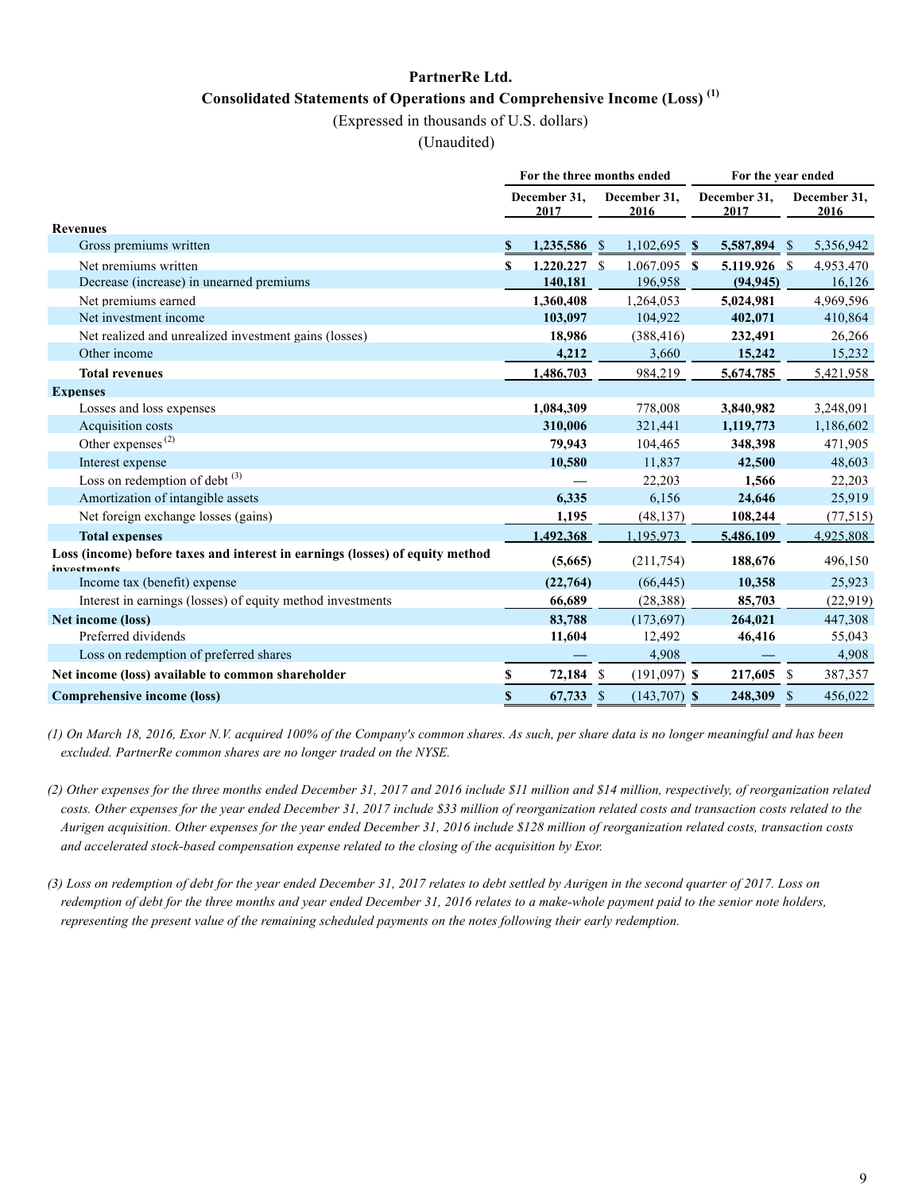# PartnerRe Ltd.

## Consolidated Statements of Operations and Comprehensive Income (Loss) (1)

(Expressed in thousands of U.S. dollars)

(Unaudited)

| | For the three months ended | | For the year ended | |
|---|---|---|---|---|
| | December 31, 2017 | December 31, 2016 | December 31, 2017 | December 31, 2016 |
| **Revenues** | | | | |
| Gross premiums written | **$ 1,235,586** | $ 1,102,695 | **$ 5,587,894** | $ 5,356,942 |
| Net premiums written | **$ 1,220,227** | $ 1,067,095 | **$ 5,119,926** | $ 4,953,470 |
| Decrease (increase) in unearned premiums | **140,181** | 196,958 | **(94,945)** | 16,126 |
| Net premiums earned | **1,360,408** | 1,264,053 | **5,024,981** | 4,969,596 |
| Net investment income | **103,097** | 104,922 | **402,071** | 410,864 |
| Net realized and unrealized investment gains (losses) | **18,986** | (388,416) | **232,491** | 26,266 |
| Other income | **4,212** | 3,660 | **15,242** | 15,232 |
| **Total revenues** | **1,486,703** | 984,219 | **5,674,785** | 5,421,958 |
| **Expenses** | | | | |
| Losses and loss expenses | **1,084,309** | 778,008 | **3,840,982** | 3,248,091 |
| Acquisition costs | **310,006** | 321,441 | **1,119,773** | 1,186,602 |
| Other expenses (2) | **79,943** | 104,465 | **348,398** | 471,905 |
| Interest expense | **10,580** | 11,837 | **42,500** | 48,603 |
| Loss on redemption of debt (3) | **—** | 22,203 | **1,566** | 22,203 |
| Amortization of intangible assets | **6,335** | 6,156 | **24,646** | 25,919 |
| Net foreign exchange losses (gains) | **1,195** | (48,137) | **108,244** | (77,515) |
| **Total expenses** | **1,492,368** | 1,195,973 | **5,486,109** | 4,925,808 |
| **Loss (income) before taxes and interest in earnings (losses) of equity method investments** | **(5,665)** | (211,754) | **188,676** | 496,150 |
| Income tax (benefit) expense | **(22,764)** | (66,445) | **10,358** | 25,923 |
| Interest in earnings (losses) of equity method investments | **66,689** | (28,388) | **85,703** | (22,919) |
| **Net income (loss)** | **83,788** | (173,697) | **264,021** | 447,308 |
| Preferred dividends | **11,604** | 12,492 | **46,416** | 55,043 |
| Loss on redemption of preferred shares | **—** | 4,908 | **—** | 4,908 |
| **Net income (loss) available to common shareholder** | **$ 72,184** | $ (191,097) | **$ 217,605** | $ 387,357 |
| **Comprehensive income (loss)** | **$ 67,733** | $ (143,707) | **$ 248,309** | $ 456,022 |

*(1) On March 18, 2016, Exor N.V. acquired 100% of the Company's common shares. As such, per share data is no longer meaningful and has been excluded. PartnerRe common shares are no longer traded on the NYSE.*

*(2) Other expenses for the three months ended December 31, 2017 and 2016 include $11 million and $14 million, respectively, of reorganization related costs. Other expenses for the year ended December 31, 2017 include $33 million of reorganization related costs and transaction costs related to the Aurigen acquisition. Other expenses for the year ended December 31, 2016 include $128 million of reorganization related costs, transaction costs and accelerated stock-based compensation expense related to the closing of the acquisition by Exor.*

*(3) Loss on redemption of debt for the year ended December 31, 2017 relates to debt settled by Aurigen in the second quarter of 2017. Loss on redemption of debt for the three months and year ended December 31, 2016 relates to a make-whole payment paid to the senior note holders, representing the present value of the remaining scheduled payments on the notes following their early redemption.*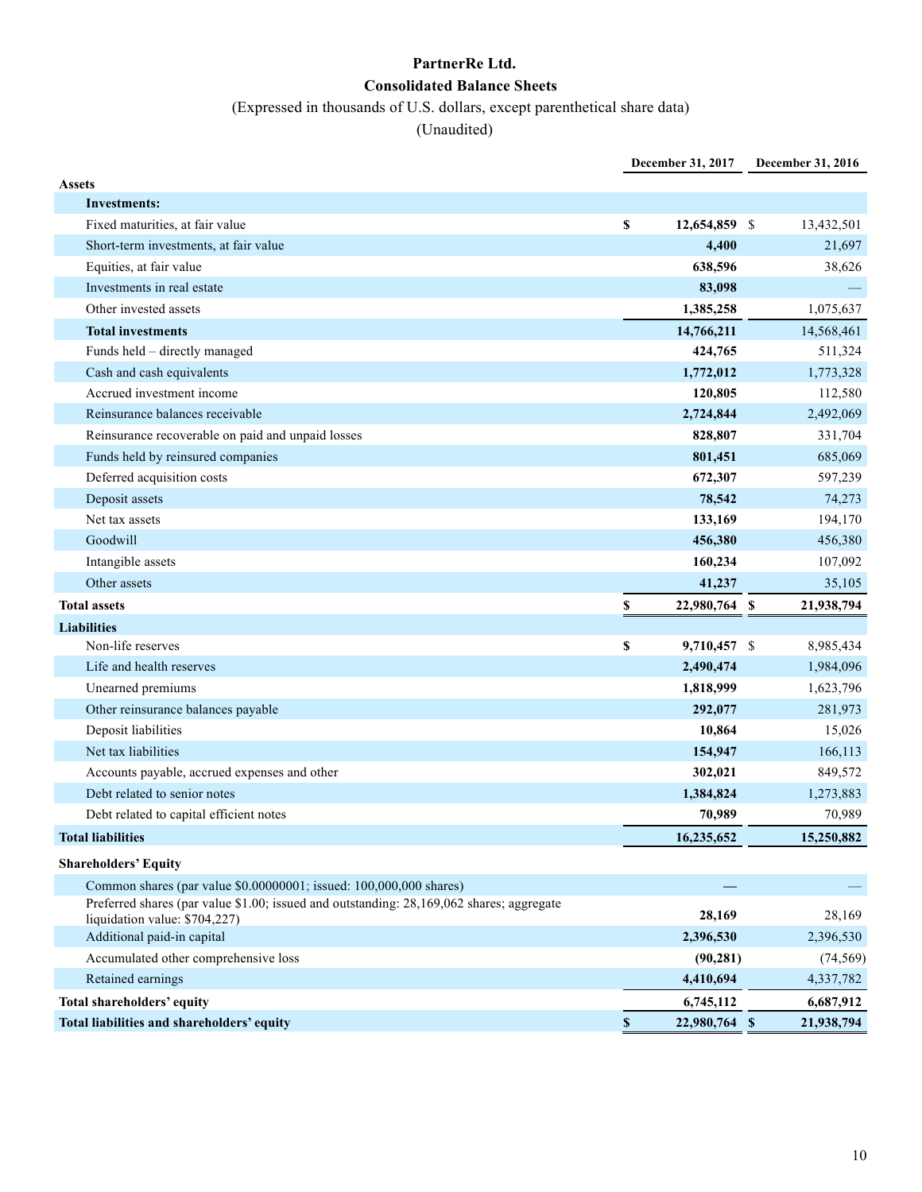# PartnerRe Ltd.

## Consolidated Balance Sheets

(Expressed in thousands of U.S. dollars, except parenthetical share data)

(Unaudited)

| | December 31, 2017 | December 31, 2016 |
|---|---|---|
| **Assets** | | |
| **Investments:** | | |
| Fixed maturities, at fair value | **$ 12,654,859** | $ 13,432,501 |
| Short-term investments, at fair value | **4,400** | 21,697 |
| Equities, at fair value | **638,596** | 38,626 |
| Investments in real estate | **83,098** | — |
| Other invested assets | **1,385,258** | 1,075,637 |
| **Total investments** | **14,766,211** | 14,568,461 |
| Funds held – directly managed | **424,765** | 511,324 |
| Cash and cash equivalents | **1,772,012** | 1,773,328 |
| Accrued investment income | **120,805** | 112,580 |
| Reinsurance balances receivable | **2,724,844** | 2,492,069 |
| Reinsurance recoverable on paid and unpaid losses | **828,807** | 331,704 |
| Funds held by reinsured companies | **801,451** | 685,069 |
| Deferred acquisition costs | **672,307** | 597,239 |
| Deposit assets | **78,542** | 74,273 |
| Net tax assets | **133,169** | 194,170 |
| Goodwill | **456,380** | 456,380 |
| Intangible assets | **160,234** | 107,092 |
| Other assets | **41,237** | 35,105 |
| **Total assets** | **$ 22,980,764** | **$ 21,938,794** |
| **Liabilities** | | |
| Non-life reserves | **$ 9,710,457** | $ 8,985,434 |
| Life and health reserves | **2,490,474** | 1,984,096 |
| Unearned premiums | **1,818,999** | 1,623,796 |
| Other reinsurance balances payable | **292,077** | 281,973 |
| Deposit liabilities | **10,864** | 15,026 |
| Net tax liabilities | **154,947** | 166,113 |
| Accounts payable, accrued expenses and other | **302,021** | 849,572 |
| Debt related to senior notes | **1,384,824** | 1,273,883 |
| Debt related to capital efficient notes | **70,989** | 70,989 |
| **Total liabilities** | **16,235,652** | **15,250,882** |
| **Shareholders' Equity** | | |
| Common shares (par value $0.00000001; issued: 100,000,000 shares) | **—** | — |
| Preferred shares (par value $1.00; issued and outstanding: 28,169,062 shares; aggregate liquidation value: $704,227) | **28,169** | 28,169 |
| Additional paid-in capital | **2,396,530** | 2,396,530 |
| Accumulated other comprehensive loss | **(90,281)** | (74,569) |
| Retained earnings | **4,410,694** | 4,337,782 |
| **Total shareholders' equity** | **6,745,112** | **6,687,912** |
| **Total liabilities and shareholders' equity** | **$ 22,980,764** | **$ 21,938,794** |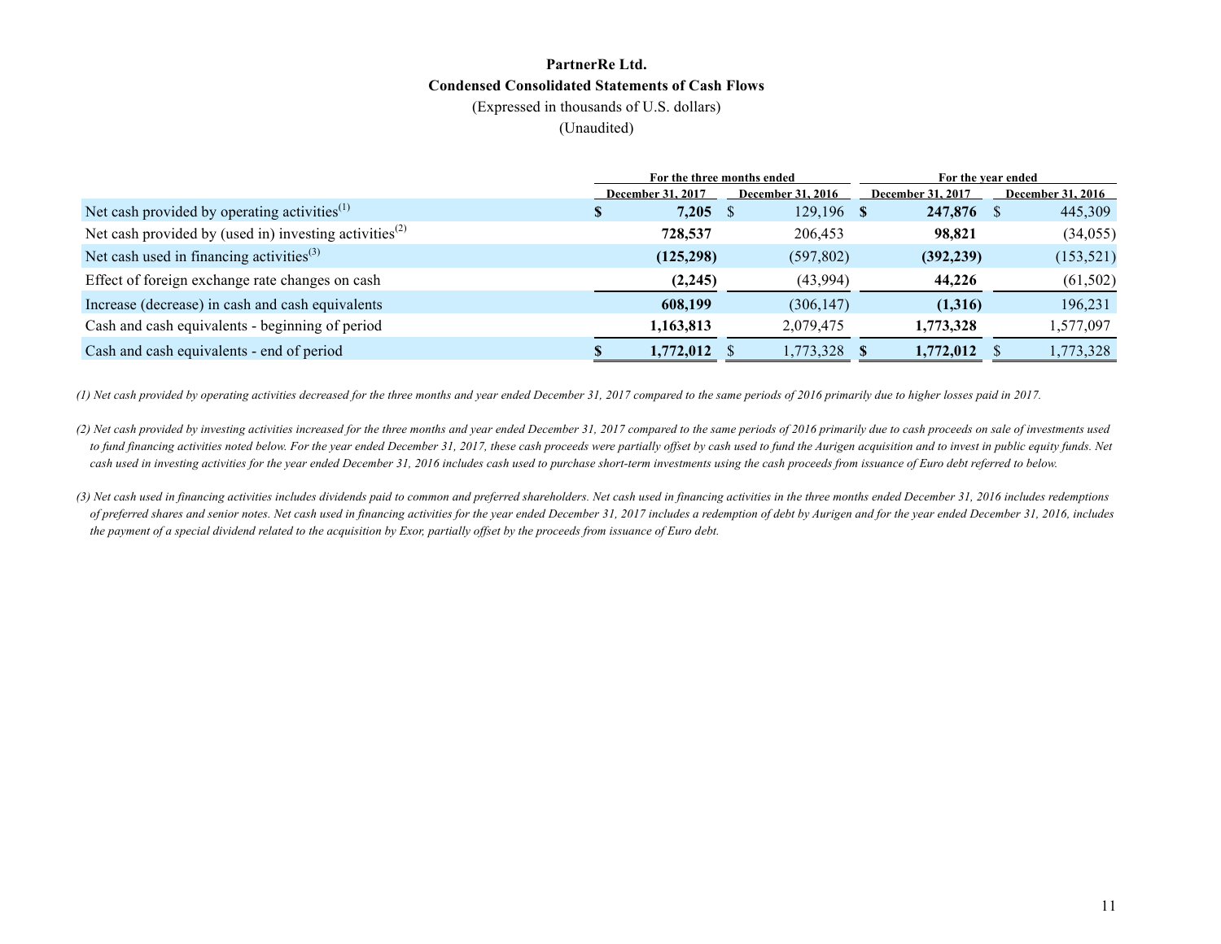# PartnerRe Ltd.

## Condensed Consolidated Statements of Cash Flows

(Expressed in thousands of U.S. dollars)

(Unaudited)

| | For the three months ended | | For the year ended | |
|---|---|---|---|---|
| | December 31, 2017 | December 31, 2016 | December 31, 2017 | December 31, 2016 |
| Net cash provided by operating activities[(1)] | **$ 7,205** | $ 129,196 | **$ 247,876** | $ 445,309 |
| Net cash provided by (used in) investing activities[(2)] | **728,537** | 206,453 | **98,821** | (34,055) |
| Net cash used in financing activities[(3)] | **(125,298)** | (597,802) | **(392,239)** | (153,521) |
| Effect of foreign exchange rate changes on cash | **(2,245)** | (43,994) | **44,226** | (61,502) |
| Increase (decrease) in cash and cash equivalents | **608,199** | (306,147) | **(1,316)** | 196,231 |
| Cash and cash equivalents - beginning of period | **1,163,813** | 2,079,475 | **1,773,328** | 1,577,097 |
| Cash and cash equivalents - end of period | **$ 1,772,012** | $ 1,773,328 | **$ 1,772,012** | $ 1,773,328 |

*(1) Net cash provided by operating activities decreased for the three months and year ended December 31, 2017 compared to the same periods of 2016 primarily due to higher losses paid in 2017.*

*(2) Net cash provided by investing activities increased for the three months and year ended December 31, 2017 compared to the same periods of 2016 primarily due to cash proceeds on sale of investments used to fund financing activities noted below. For the year ended December 31, 2017, these cash proceeds were partially offset by cash used to fund the Aurigen acquisition and to invest in public equity funds. Net cash used in investing activities for the year ended December 31, 2016 includes cash used to purchase short-term investments using the cash proceeds from issuance of Euro debt referred to below.*

*(3) Net cash used in financing activities includes dividends paid to common and preferred shareholders. Net cash used in financing activities in the three months ended December 31, 2016 includes redemptions of preferred shares and senior notes. Net cash used in financing activities for the year ended December 31, 2017 includes a redemption of debt by Aurigen and for the year ended December 31, 2016, includes the payment of a special dividend related to the acquisition by Exor, partially offset by the proceeds from issuance of Euro debt.*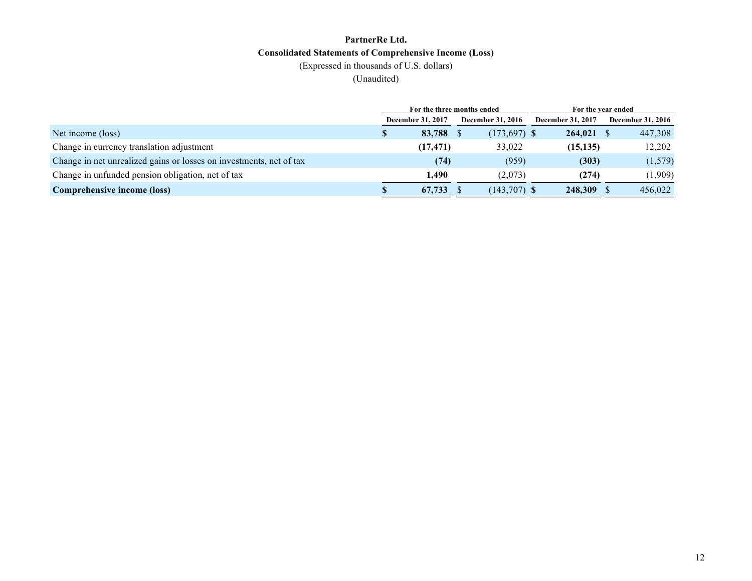**PartnerRe Ltd.**

**Consolidated Statements of Comprehensive Income (Loss)**

(Expressed in thousands of U.S. dollars)

(Unaudited)

| | For the three months ended | | For the year ended | |
|---|---|---|---|---|
| | **December 31, 2017** | **December 31, 2016** | **December 31, 2017** | **December 31, 2016** |
| Net income (loss) | **$ 83,788** | $ (173,697) | **$ 264,021** | $ 447,308 |
| Change in currency translation adjustment | **(17,471)** | 33,022 | **(15,135)** | 12,202 |
| Change in net unrealized gains or losses on investments, net of tax | **(74)** | (959) | **(303)** | (1,579) |
| Change in unfunded pension obligation, net of tax | **1,490** | (2,073) | **(274)** | (1,909) |
| **Comprehensive income (loss)** | **$ 67,733** | $ (143,707) | **$ 248,309** | $ 456,022 |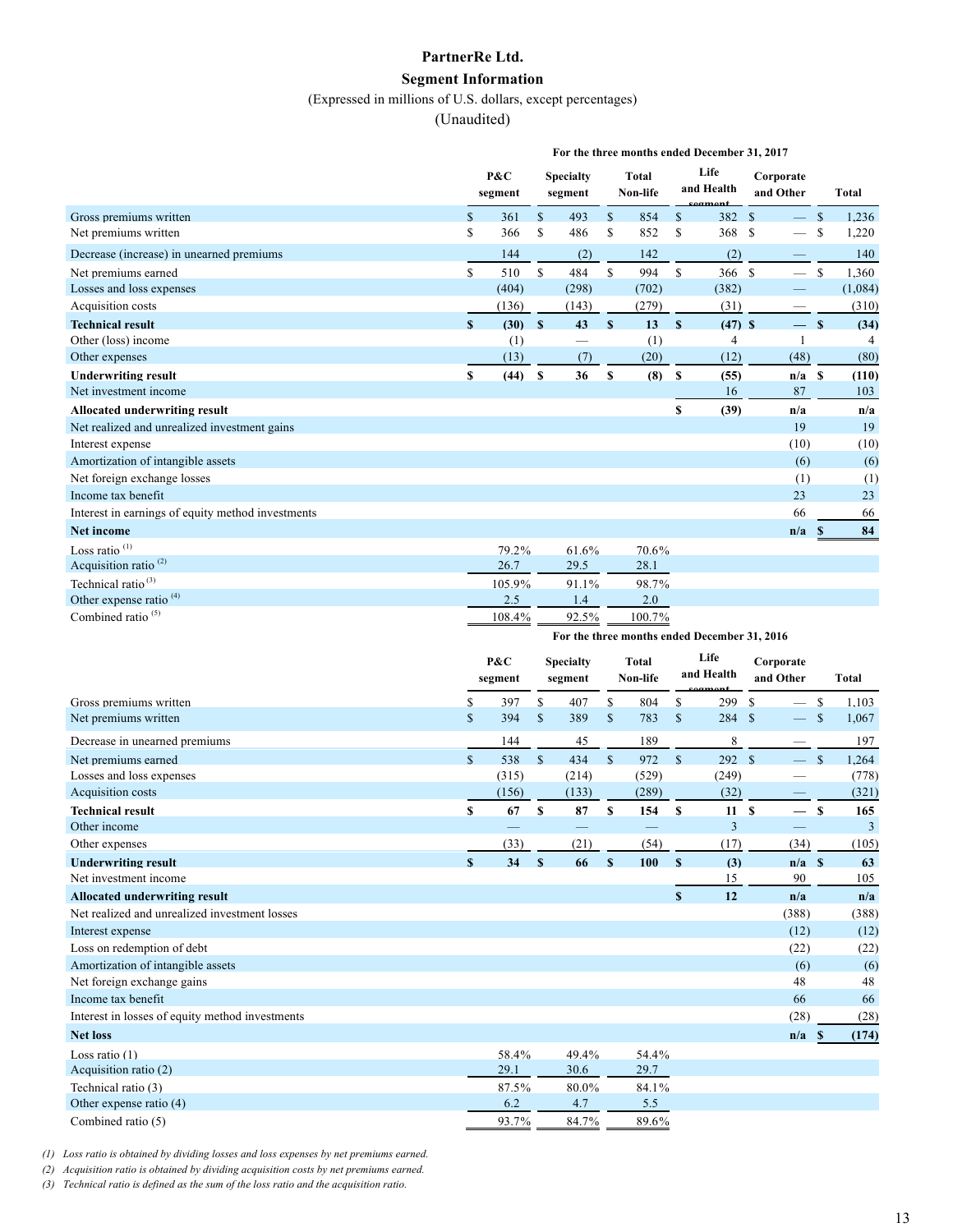# PartnerRe Ltd.

## Segment Information

(Expressed in millions of U.S. dollars, except percentages)

(Unaudited)

| | For the three months ended December 31, 2017 | | | | | |
|---|---|---|---|---|---|---|
| | P&C segment | Specialty segment | Total Non-life | Life and Health segment | Corporate and Other | Total |
| Gross premiums written | $ 361 | $ 493 | $ 854 | $ 382 | $ — | $ 1,236 |
| Net premiums written | $ 366 | $ 486 | $ 852 | $ 368 | $ — | $ 1,220 |
| Decrease (increase) in unearned premiums | 144 | (2) | 142 | (2) | — | 140 |
| Net premiums earned | $ 510 | $ 484 | $ 994 | $ 366 | $ — | $ 1,360 |
| Losses and loss expenses | (404) | (298) | (702) | (382) | — | (1,084) |
| Acquisition costs | (136) | (143) | (279) | (31) | — | (310) |
| **Technical result** | **$ (30)** | **$ 43** | **$ 13** | **$ (47)** | **$ —** | **$ (34)** |
| Other (loss) income | (1) | — | (1) | 4 | 1 | 4 |
| Other expenses | (13) | (7) | (20) | (12) | (48) | (80) |
| **Underwriting result** | **$ (44)** | **$ 36** | **$ (8)** | **$ (55)** | **n/a** | **$ (110)** |
| Net investment income | | | | 16 | 87 | 103 |
| **Allocated underwriting result** | | | | **$ (39)** | **n/a** | **n/a** |
| Net realized and unrealized investment gains | | | | | 19 | 19 |
| Interest expense | | | | | (10) | (10) |
| Amortization of intangible assets | | | | | (6) | (6) |
| Net foreign exchange losses | | | | | (1) | (1) |
| Income tax benefit | | | | | 23 | 23 |
| Interest in earnings of equity method investments | | | | | 66 | 66 |
| **Net income** | | | | | **n/a** | **$ 84** |
| Loss ratio [1] | 79.2% | 61.6% | 70.6% | | | |
| Acquisition ratio [2] | 26.7 | 29.5 | 28.1 | | | |
| Technical ratio [3] | 105.9% | 91.1% | 98.7% | | | |
| Other expense ratio [4] | 2.5 | 1.4 | 2.0 | | | |
| Combined ratio [5] | 108.4% | 92.5% | 100.7% | | | |

| | For the three months ended December 31, 2016 | | | | | |
|---|---|---|---|---|---|---|
| | P&C segment | Specialty segment | Total Non-life | Life and Health segment | Corporate and Other | Total |
| Gross premiums written | $ 397 | $ 407 | $ 804 | $ 299 | $ — | $ 1,103 |
| Net premiums written | $ 394 | $ 389 | $ 783 | $ 284 | $ — | $ 1,067 |
| Decrease in unearned premiums | 144 | 45 | 189 | 8 | — | 197 |
| Net premiums earned | $ 538 | $ 434 | $ 972 | $ 292 | $ — | $ 1,264 |
| Losses and loss expenses | (315) | (214) | (529) | (249) | — | (778) |
| Acquisition costs | (156) | (133) | (289) | (32) | — | (321) |
| **Technical result** | **$ 67** | **$ 87** | **$ 154** | **$ 11** | **$ —** | **$ 165** |
| Other income | — | — | — | 3 | — | 3 |
| Other expenses | (33) | (21) | (54) | (17) | (34) | (105) |
| **Underwriting result** | **$ 34** | **$ 66** | **$ 100** | **$ (3)** | **n/a** | **$ 63** |
| Net investment income | | | | 15 | 90 | 105 |
| **Allocated underwriting result** | | | | **$ 12** | **n/a** | **n/a** |
| Net realized and unrealized investment losses | | | | | (388) | (388) |
| Interest expense | | | | | (12) | (12) |
| Loss on redemption of debt | | | | | (22) | (22) |
| Amortization of intangible assets | | | | | (6) | (6) |
| Net foreign exchange gains | | | | | 48 | 48 |
| Income tax benefit | | | | | 66 | 66 |
| Interest in losses of equity method investments | | | | | (28) | (28) |
| **Net loss** | | | | | **n/a** | **$ (174)** |
| Loss ratio (1) | 58.4% | 49.4% | 54.4% | | | |
| Acquisition ratio (2) | 29.1 | 30.6 | 29.7 | | | |
| Technical ratio (3) | 87.5% | 80.0% | 84.1% | | | |
| Other expense ratio (4) | 6.2 | 4.7 | 5.5 | | | |
| Combined ratio (5) | 93.7% | 84.7% | 89.6% | | | |

*(1) Loss ratio is obtained by dividing losses and loss expenses by net premiums earned.*

*(2) Acquisition ratio is obtained by dividing acquisition costs by net premiums earned.*

*(3) Technical ratio is defined as the sum of the loss ratio and the acquisition ratio.*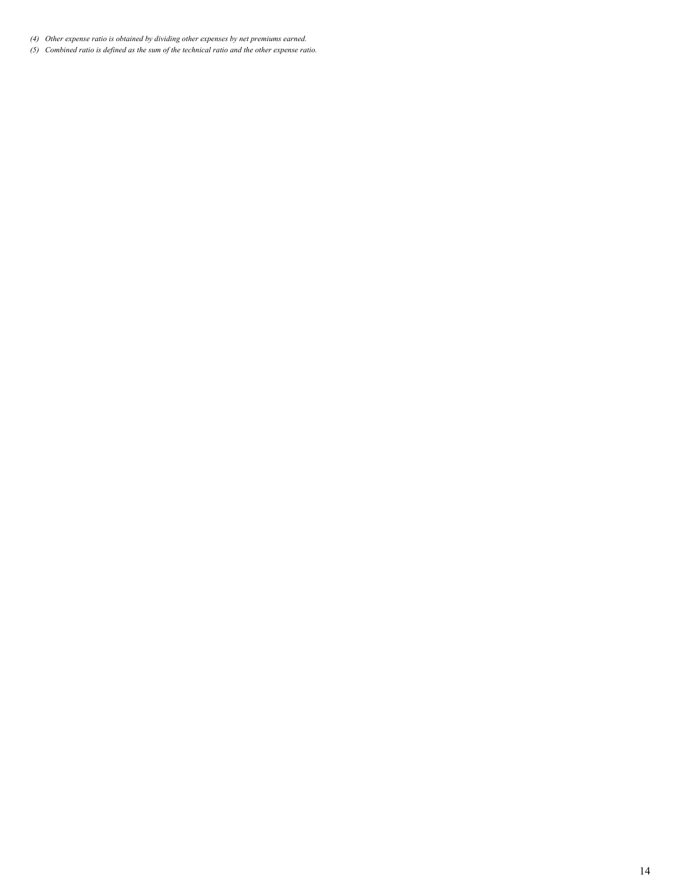*(4) Other expense ratio is obtained by dividing other expenses by net premiums earned.*

*(5) Combined ratio is defined as the sum of the technical ratio and the other expense ratio.*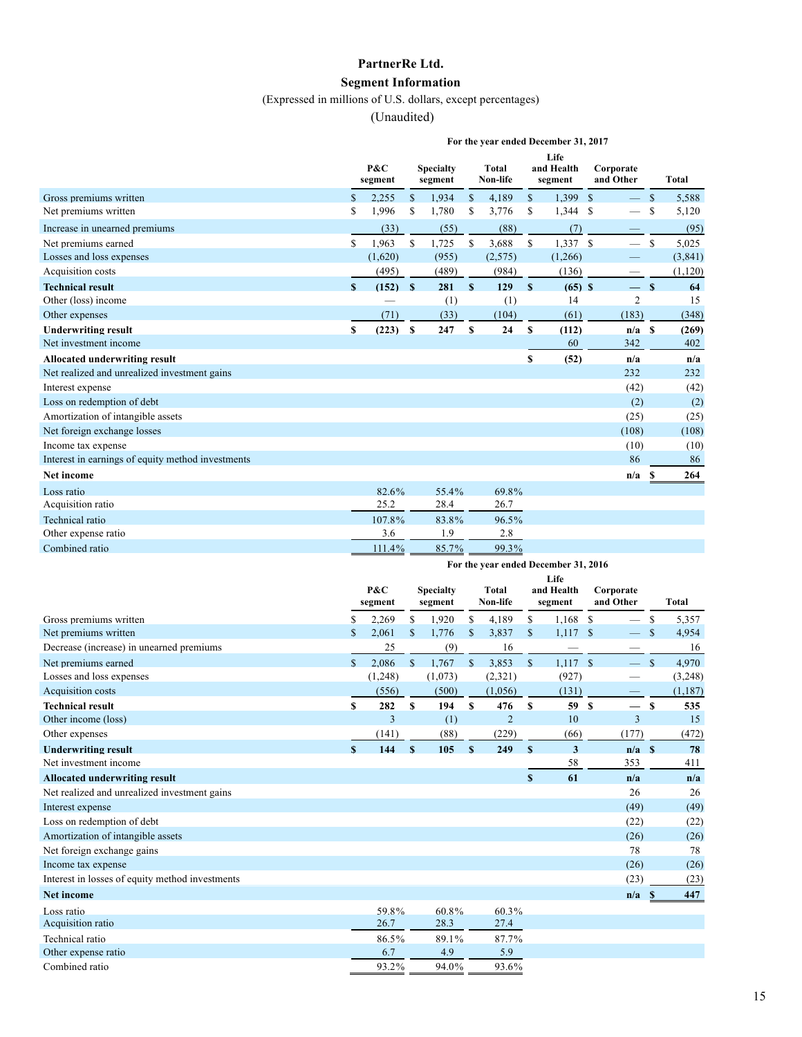# PartnerRe Ltd.

## Segment Information

(Expressed in millions of U.S. dollars, except percentages)

(Unaudited)

| | For the year ended December 31, 2017 | | | | | |
|---|---|---|---|---|---|---|
| | P&C segment | Specialty segment | Total Non-life | Life and Health segment | Corporate and Other | Total |
| Gross premiums written | $ 2,255 | $ 1,934 | $ 4,189 | $ 1,399 | $ — | $ 5,588 |
| Net premiums written | $ 1,996 | $ 1,780 | $ 3,776 | $ 1,344 | $ — | $ 5,120 |
| Increase in unearned premiums | (33) | (55) | (88) | (7) | — | (95) |
| Net premiums earned | $ 1,963 | $ 1,725 | $ 3,688 | $ 1,337 | $ — | $ 5,025 |
| Losses and loss expenses | (1,620) | (955) | (2,575) | (1,266) | — | (3,841) |
| Acquisition costs | (495) | (489) | (984) | (136) | — | (1,120) |
| **Technical result** | **$ (152)** | **$ 281** | **$ 129** | **$ (65)** | **$ —** | **$ 64** |
| Other (loss) income | — | (1) | (1) | 14 | 2 | 15 |
| Other expenses | (71) | (33) | (104) | (61) | (183) | (348) |
| **Underwriting result** | **$ (223)** | **$ 247** | **$ 24** | **$ (112)** | **n/a** | **$ (269)** |
| Net investment income | | | | 60 | 342 | 402 |
| **Allocated underwriting result** | | | | **$ (52)** | **n/a** | **n/a** |
| Net realized and unrealized investment gains | | | | | 232 | 232 |
| Interest expense | | | | | (42) | (42) |
| Loss on redemption of debt | | | | | (2) | (2) |
| Amortization of intangible assets | | | | | (25) | (25) |
| Net foreign exchange losses | | | | | (108) | (108) |
| Income tax expense | | | | | (10) | (10) |
| Interest in earnings of equity method investments | | | | | 86 | 86 |
| **Net income** | | | | | **n/a** | **$ 264** |
| Loss ratio | 82.6% | 55.4% | 69.8% | | | |
| Acquisition ratio | 25.2 | 28.4 | 26.7 | | | |
| Technical ratio | 107.8% | 83.8% | 96.5% | | | |
| Other expense ratio | 3.6 | 1.9 | 2.8 | | | |
| Combined ratio | 111.4% | 85.7% | 99.3% | | | |

| | For the year ended December 31, 2016 | | | | | |
|---|---|---|---|---|---|---|
| | P&C segment | Specialty segment | Total Non-life | Life and Health segment | Corporate and Other | Total |
| Gross premiums written | $ 2,269 | $ 1,920 | $ 4,189 | $ 1,168 | $ — | $ 5,357 |
| Net premiums written | $ 2,061 | $ 1,776 | $ 3,837 | $ 1,117 | $ — | $ 4,954 |
| Decrease (increase) in unearned premiums | 25 | (9) | 16 | — | — | 16 |
| Net premiums earned | $ 2,086 | $ 1,767 | $ 3,853 | $ 1,117 | $ — | $ 4,970 |
| Losses and loss expenses | (1,248) | (1,073) | (2,321) | (927) | — | (3,248) |
| Acquisition costs | (556) | (500) | (1,056) | (131) | — | (1,187) |
| **Technical result** | **$ 282** | **$ 194** | **$ 476** | **$ 59** | **$ —** | **$ 535** |
| Other income (loss) | 3 | (1) | 2 | 10 | 3 | 15 |
| Other expenses | (141) | (88) | (229) | (66) | (177) | (472) |
| **Underwriting result** | **$ 144** | **$ 105** | **$ 249** | **$ 3** | **n/a** | **$ 78** |
| Net investment income | | | | 58 | 353 | 411 |
| **Allocated underwriting result** | | | | **$ 61** | **n/a** | **n/a** |
| Net realized and unrealized investment gains | | | | | 26 | 26 |
| Interest expense | | | | | (49) | (49) |
| Loss on redemption of debt | | | | | (22) | (22) |
| Amortization of intangible assets | | | | | (26) | (26) |
| Net foreign exchange gains | | | | | 78 | 78 |
| Income tax expense | | | | | (26) | (26) |
| Interest in losses of equity method investments | | | | | (23) | (23) |
| **Net income** | | | | | **n/a** | **$ 447** |
| Loss ratio | 59.8% | 60.8% | 60.3% | | | |
| Acquisition ratio | 26.7 | 28.3 | 27.4 | | | |
| Technical ratio | 86.5% | 89.1% | 87.7% | | | |
| Other expense ratio | 6.7 | 4.9 | 5.9 | | | |
| Combined ratio | 93.2% | 94.0% | 93.6% | | | |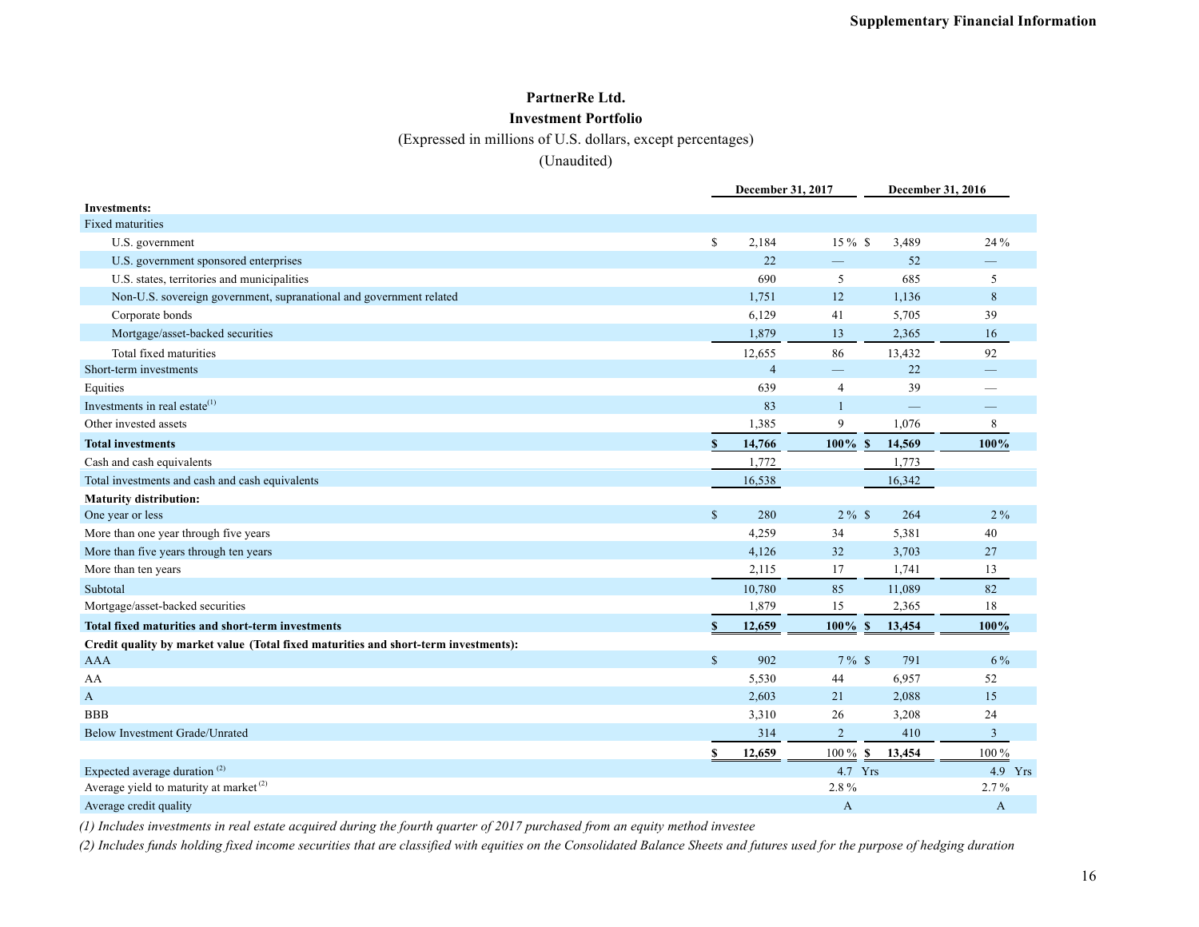# PartnerRe Ltd.

## Investment Portfolio

(Expressed in millions of U.S. dollars, except percentages)

(Unaudited)

| | December 31, 2017 | | December 31, 2016 | |
|---|---|---|---|---|
| **Investments:** | | | | |
| Fixed maturities | | | | |
| U.S. government | $ 2,184 | 15 % | $ 3,489 | 24 % |
| U.S. government sponsored enterprises | 22 | — | 52 | — |
| U.S. states, territories and municipalities | 690 | 5 | 685 | 5 |
| Non-U.S. sovereign government, supranational and government related | 1,751 | 12 | 1,136 | 8 |
| Corporate bonds | 6,129 | 41 | 5,705 | 39 |
| Mortgage/asset-backed securities | 1,879 | 13 | 2,365 | 16 |
| Total fixed maturities | 12,655 | 86 | 13,432 | 92 |
| Short-term investments | 4 | — | 22 | — |
| Equities | 639 | 4 | 39 | — |
| Investments in real estate[(1)] | 83 | 1 | — | — |
| Other invested assets | 1,385 | 9 | 1,076 | 8 |
| **Total investments** | **$ 14,766** | **100%** | **$ 14,569** | **100%** |
| Cash and cash equivalents | 1,772 | | 1,773 | |
| Total investments and cash and cash equivalents | 16,538 | | 16,342 | |
| **Maturity distribution:** | | | | |
| One year or less | $ 280 | 2 % | $ 264 | 2 % |
| More than one year through five years | 4,259 | 34 | 5,381 | 40 |
| More than five years through ten years | 4,126 | 32 | 3,703 | 27 |
| More than ten years | 2,115 | 17 | 1,741 | 13 |
| Subtotal | 10,780 | 85 | 11,089 | 82 |
| Mortgage/asset-backed securities | 1,879 | 15 | 2,365 | 18 |
| **Total fixed maturities and short-term investments** | **$ 12,659** | **100%** | **$ 13,454** | **100%** |
| **Credit quality by market value (Total fixed maturities and short-term investments):** | | | | |
| AAA | $ 902 | 7 % | $ 791 | 6 % |
| AA | 5,530 | 44 | 6,957 | 52 |
| A | 2,603 | 21 | 2,088 | 15 |
| BBB | 3,310 | 26 | 3,208 | 24 |
| Below Investment Grade/Unrated | 314 | 2 | 410 | 3 |
| | **$ 12,659** | 100 % | **$ 13,454** | 100 % |
| Expected average duration[(2)] | | 4.7 Yrs | | 4.9 Yrs |
| Average yield to maturity at market[(2)] | | 2.8 % | | 2.7 % |
| Average credit quality | | A | | A |

*(1) Includes investments in real estate acquired during the fourth quarter of 2017 purchased from an equity method investee*

*(2) Includes funds holding fixed income securities that are classified with equities on the Consolidated Balance Sheets and futures used for the purpose of hedging duration*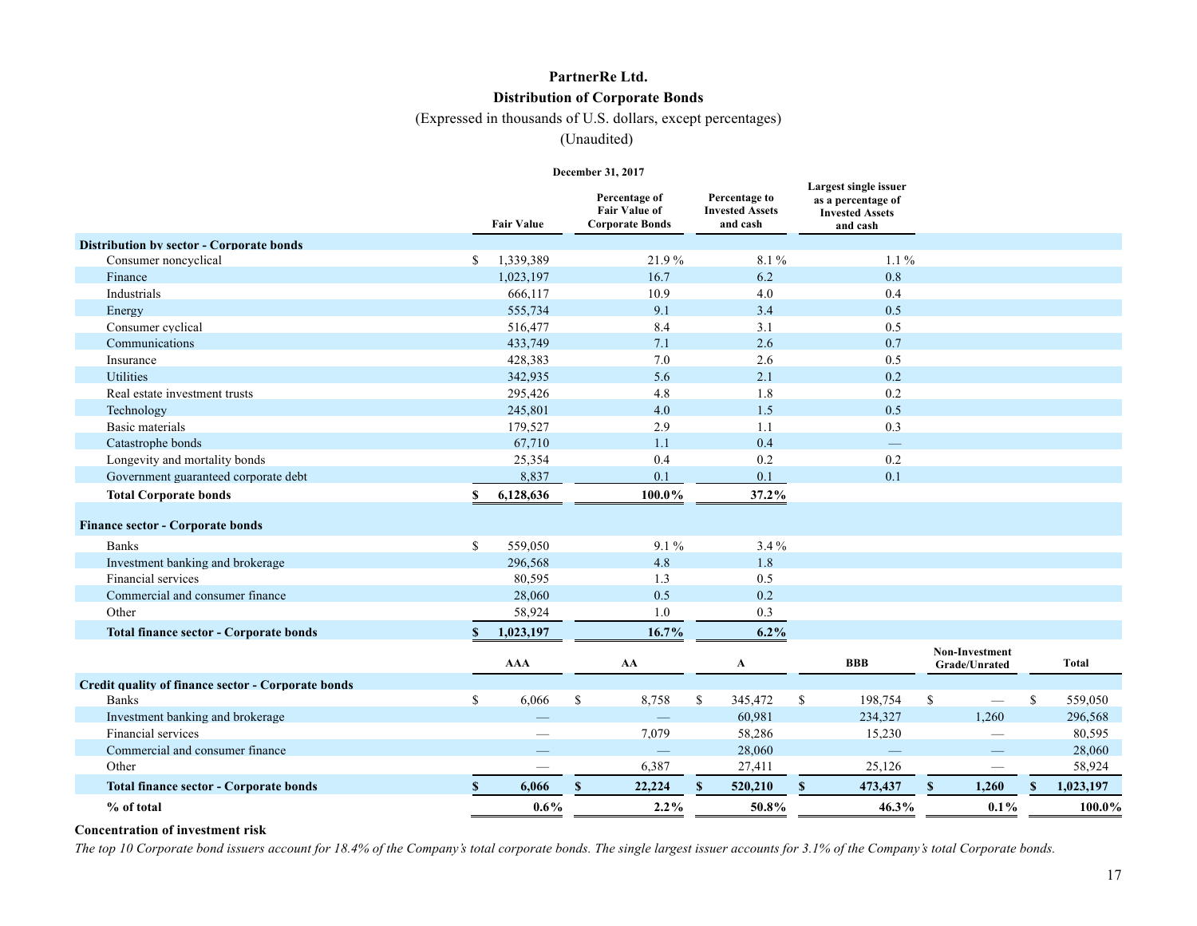# PartnerRe Ltd.

## Distribution of Corporate Bonds

(Expressed in thousands of U.S. dollars, except percentages)

(Unaudited)

| | December 31, 2017 | | | |
|---|---|---|---|---|
| | Fair Value | Percentage of Fair Value of Corporate Bonds | Percentage to Invested Assets and cash | Largest single issuer as a percentage of Invested Assets and cash |
| **Distribution by sector - Corporate bonds** | | | | |
| Consumer noncyclical | $ 1,339,389 | 21.9 % | 8.1 % | 1.1 % |
| Finance | 1,023,197 | 16.7 | 6.2 | 0.8 |
| Industrials | 666,117 | 10.9 | 4.0 | 0.4 |
| Energy | 555,734 | 9.1 | 3.4 | 0.5 |
| Consumer cyclical | 516,477 | 8.4 | 3.1 | 0.5 |
| Communications | 433,749 | 7.1 | 2.6 | 0.7 |
| Insurance | 428,383 | 7.0 | 2.6 | 0.5 |
| Utilities | 342,935 | 5.6 | 2.1 | 0.2 |
| Real estate investment trusts | 295,426 | 4.8 | 1.8 | 0.2 |
| Technology | 245,801 | 4.0 | 1.5 | 0.5 |
| Basic materials | 179,527 | 2.9 | 1.1 | 0.3 |
| Catastrophe bonds | 67,710 | 1.1 | 0.4 | — |
| Longevity and mortality bonds | 25,354 | 0.4 | 0.2 | 0.2 |
| Government guaranteed corporate debt | 8,837 | 0.1 | 0.1 | 0.1 |
| **Total Corporate bonds** | **$ 6,128,636** | **100.0%** | **37.2%** | |
| **Finance sector - Corporate bonds** | | | | |
| Banks | $ 559,050 | 9.1 % | 3.4 % | |
| Investment banking and brokerage | 296,568 | 4.8 | 1.8 | |
| Financial services | 80,595 | 1.3 | 0.5 | |
| Commercial and consumer finance | 28,060 | 0.5 | 0.2 | |
| Other | 58,924 | 1.0 | 0.3 | |
| **Total finance sector - Corporate bonds** | **$ 1,023,197** | **16.7%** | **6.2%** | |

| | AAA | AA | A | BBB | Non-Investment Grade/Unrated | Total |
|---|---|---|---|---|---|---|
| **Credit quality of finance sector - Corporate bonds** | | | | | | |
| Banks | $ 6,066 | $ 8,758 | $ 345,472 | $ 198,754 | $ — | $ 559,050 |
| Investment banking and brokerage | — | — | 60,981 | 234,327 | 1,260 | 296,568 |
| Financial services | — | 7,079 | 58,286 | 15,230 | — | 80,595 |
| Commercial and consumer finance | — | — | 28,060 | — | — | 28,060 |
| Other | — | 6,387 | 27,411 | 25,126 | — | 58,924 |
| **Total finance sector - Corporate bonds** | **$ 6,066** | **$ 22,224** | **$ 520,210** | **$ 473,437** | **$ 1,260** | **$ 1,023,197** |
| **% of total** | **0.6%** | **2.2%** | **50.8%** | **46.3%** | **0.1%** | **100.0%** |

**Concentration of investment risk**

*The top 10 Corporate bond issuers account for 18.4% of the Company's total corporate bonds. The single largest issuer accounts for 3.1% of the Company's total Corporate bonds.*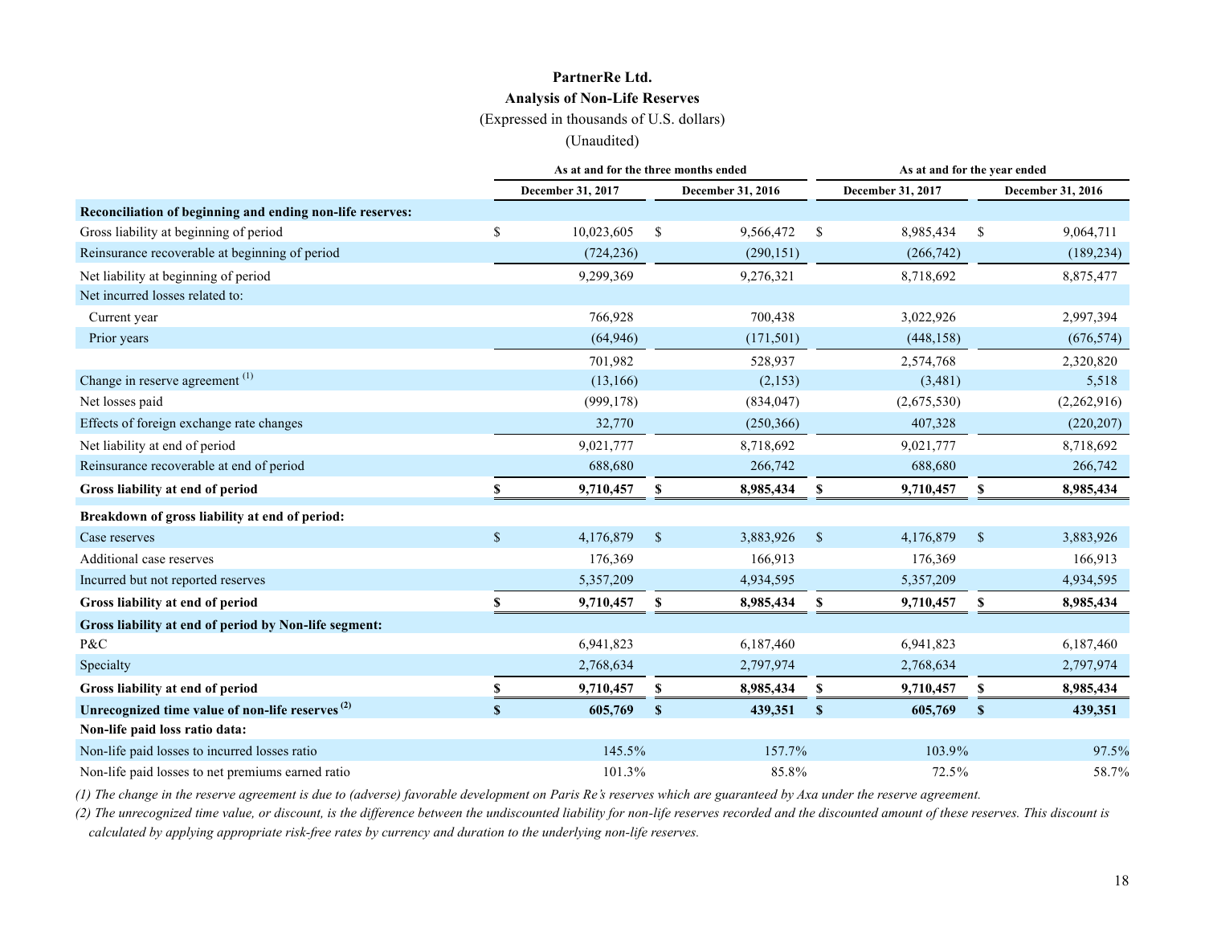# PartnerRe Ltd.

## Analysis of Non-Life Reserves

(Expressed in thousands of U.S. dollars)

(Unaudited)

| | As at and for the three months ended | | As at and for the year ended | |
|---|---|---|---|---|
| | December 31, 2017 | December 31, 2016 | December 31, 2017 | December 31, 2016 |
| **Reconciliation of beginning and ending non-life reserves:** | | | | |
| Gross liability at beginning of period | $ 10,023,605 | $ 9,566,472 | $ 8,985,434 | $ 9,064,711 |
| Reinsurance recoverable at beginning of period | (724,236) | (290,151) | (266,742) | (189,234) |
| Net liability at beginning of period | 9,299,369 | 9,276,321 | 8,718,692 | 8,875,477 |
| Net incurred losses related to: | | | | |
| Current year | 766,928 | 700,438 | 3,022,926 | 2,997,394 |
| Prior years | (64,946) | (171,501) | (448,158) | (676,574) |
| | 701,982 | 528,937 | 2,574,768 | 2,320,820 |
| Change in reserve agreement [(1)] | (13,166) | (2,153) | (3,481) | 5,518 |
| Net losses paid | (999,178) | (834,047) | (2,675,530) | (2,262,916) |
| Effects of foreign exchange rate changes | 32,770 | (250,366) | 407,328 | (220,207) |
| Net liability at end of period | 9,021,777 | 8,718,692 | 9,021,777 | 8,718,692 |
| Reinsurance recoverable at end of period | 688,680 | 266,742 | 688,680 | 266,742 |
| **Gross liability at end of period** | **$ 9,710,457** | **$ 8,985,434** | **$ 9,710,457** | **$ 8,985,434** |
| **Breakdown of gross liability at end of period:** | | | | |
| Case reserves | $ 4,176,879 | $ 3,883,926 | $ 4,176,879 | $ 3,883,926 |
| Additional case reserves | 176,369 | 166,913 | 176,369 | 166,913 |
| Incurred but not reported reserves | 5,357,209 | 4,934,595 | 5,357,209 | 4,934,595 |
| **Gross liability at end of period** | **$ 9,710,457** | **$ 8,985,434** | **$ 9,710,457** | **$ 8,985,434** |
| **Gross liability at end of period by Non-life segment:** | | | | |
| P&C | 6,941,823 | 6,187,460 | 6,941,823 | 6,187,460 |
| Specialty | 2,768,634 | 2,797,974 | 2,768,634 | 2,797,974 |
| **Gross liability at end of period** | **$ 9,710,457** | **$ 8,985,434** | **$ 9,710,457** | **$ 8,985,434** |
| **Unrecognized time value of non-life reserves [(2)]** | **$ 605,769** | **$ 439,351** | **$ 605,769** | **$ 439,351** |
| **Non-life paid loss ratio data:** | | | | |
| Non-life paid losses to incurred losses ratio | 145.5% | 157.7% | 103.9% | 97.5% |
| Non-life paid losses to net premiums earned ratio | 101.3% | 85.8% | 72.5% | 58.7% |

*(1) The change in the reserve agreement is due to (adverse) favorable development on Paris Re's reserves which are guaranteed by Axa under the reserve agreement.*

*(2) The unrecognized time value, or discount, is the difference between the undiscounted liability for non-life reserves recorded and the discounted amount of these reserves. This discount is calculated by applying appropriate risk-free rates by currency and duration to the underlying non-life reserves.*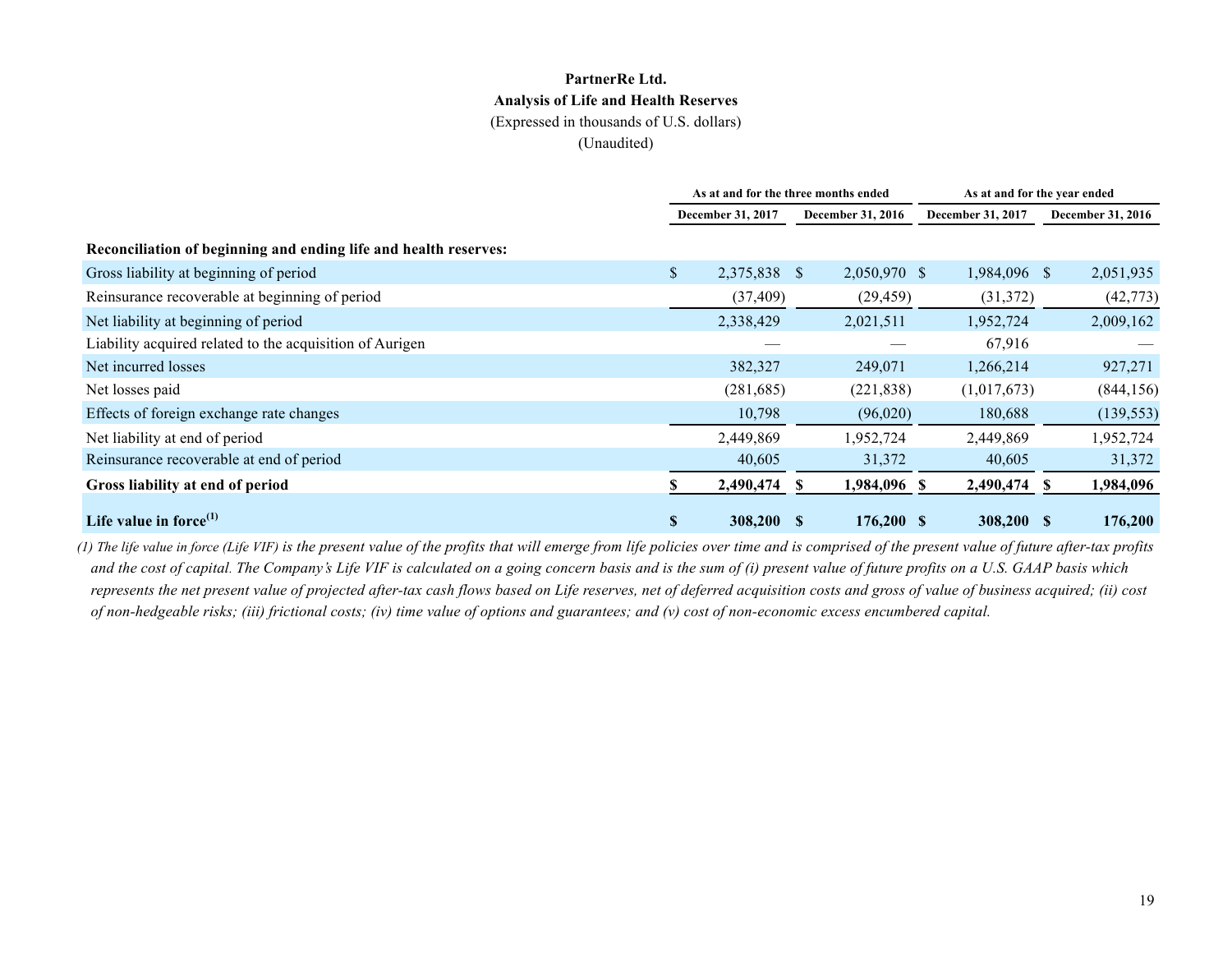**PartnerRe Ltd.**
**Analysis of Life and Health Reserves**
(Expressed in thousands of U.S. dollars)
(Unaudited)

| | As at and for the three months ended | | As at and for the year ended | |
|---|---|---|---|---|
| | December 31, 2017 | December 31, 2016 | December 31, 2017 | December 31, 2016 |
| **Reconciliation of beginning and ending life and health reserves:** | | | | |
| Gross liability at beginning of period | $ 2,375,838 | $ 2,050,970 | $ 1,984,096 | $ 2,051,935 |
| Reinsurance recoverable at beginning of period | (37,409) | (29,459) | (31,372) | (42,773) |
| Net liability at beginning of period | 2,338,429 | 2,021,511 | 1,952,724 | 2,009,162 |
| Liability acquired related to the acquisition of Aurigen | — | — | 67,916 | — |
| Net incurred losses | 382,327 | 249,071 | 1,266,214 | 927,271 |
| Net losses paid | (281,685) | (221,838) | (1,017,673) | (844,156) |
| Effects of foreign exchange rate changes | 10,798 | (96,020) | 180,688 | (139,553) |
| Net liability at end of period | 2,449,869 | 1,952,724 | 2,449,869 | 1,952,724 |
| Reinsurance recoverable at end of period | 40,605 | 31,372 | 40,605 | 31,372 |
| **Gross liability at end of period** | **$ 2,490,474** | **$ 1,984,096** | **$ 2,490,474** | **$ 1,984,096** |
| **Life value in force(1)** | **$ 308,200** | **$ 176,200** | **$ 308,200** | **$ 176,200** |

*(1) The life value in force (Life VIF) is the present value of the profits that will emerge from life policies over time and is comprised of the present value of future after-tax profits and the cost of capital. The Company's Life VIF is calculated on a going concern basis and is the sum of (i) present value of future profits on a U.S. GAAP basis which represents the net present value of projected after-tax cash flows based on Life reserves, net of deferred acquisition costs and gross of value of business acquired; (ii) cost of non-hedgeable risks; (iii) frictional costs; (iv) time value of options and guarantees; and (v) cost of non-economic excess encumbered capital.*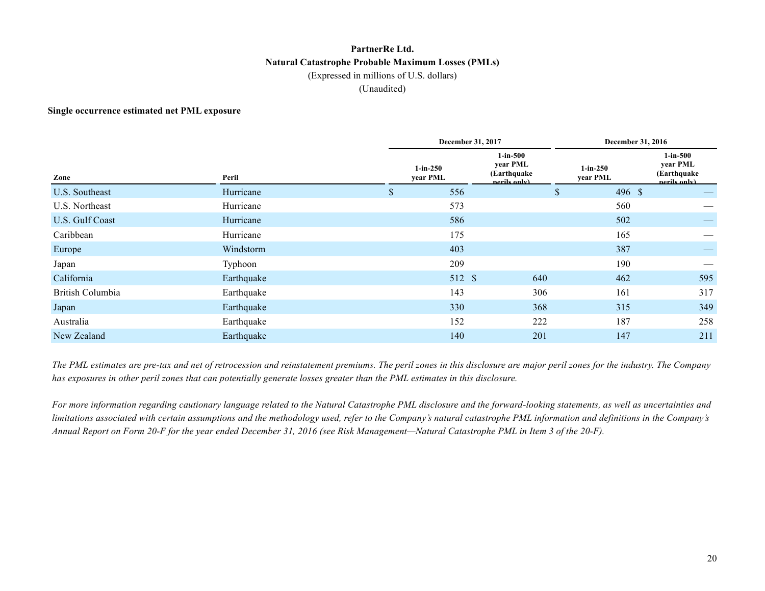# PartnerRe Ltd.

## Natural Catastrophe Probable Maximum Losses (PMLs)

(Expressed in millions of U.S. dollars)

(Unaudited)

**Single occurrence estimated net PML exposure**

| Zone | Peril | December 31, 2017 | | December 31, 2016 | |
|---|---|---|---|---|---|
| | | 1-in-250 year PML | 1-in-500 year PML (Earthquake perils only) | 1-in-250 year PML | 1-in-500 year PML (Earthquake perils only) |
| U.S. Southeast | Hurricane | $ 556 | | $ 496 | $ — |
| U.S. Northeast | Hurricane | 573 | | 560 | — |
| U.S. Gulf Coast | Hurricane | 586 | | 502 | — |
| Caribbean | Hurricane | 175 | | 165 | — |
| Europe | Windstorm | 403 | | 387 | — |
| Japan | Typhoon | 209 | | 190 | — |
| California | Earthquake | 512 | $ 640 | 462 | 595 |
| British Columbia | Earthquake | 143 | 306 | 161 | 317 |
| Japan | Earthquake | 330 | 368 | 315 | 349 |
| Australia | Earthquake | 152 | 222 | 187 | 258 |
| New Zealand | Earthquake | 140 | 201 | 147 | 211 |

*The PML estimates are pre-tax and net of retrocession and reinstatement premiums. The peril zones in this disclosure are major peril zones for the industry. The Company has exposures in other peril zones that can potentially generate losses greater than the PML estimates in this disclosure.*

*For more information regarding cautionary language related to the Natural Catastrophe PML disclosure and the forward-looking statements, as well as uncertainties and limitations associated with certain assumptions and the methodology used, refer to the Company's natural catastrophe PML information and definitions in the Company's Annual Report on Form 20-F for the year ended December 31, 2016 (see Risk Management—Natural Catastrophe PML in Item 3 of the 20-F).*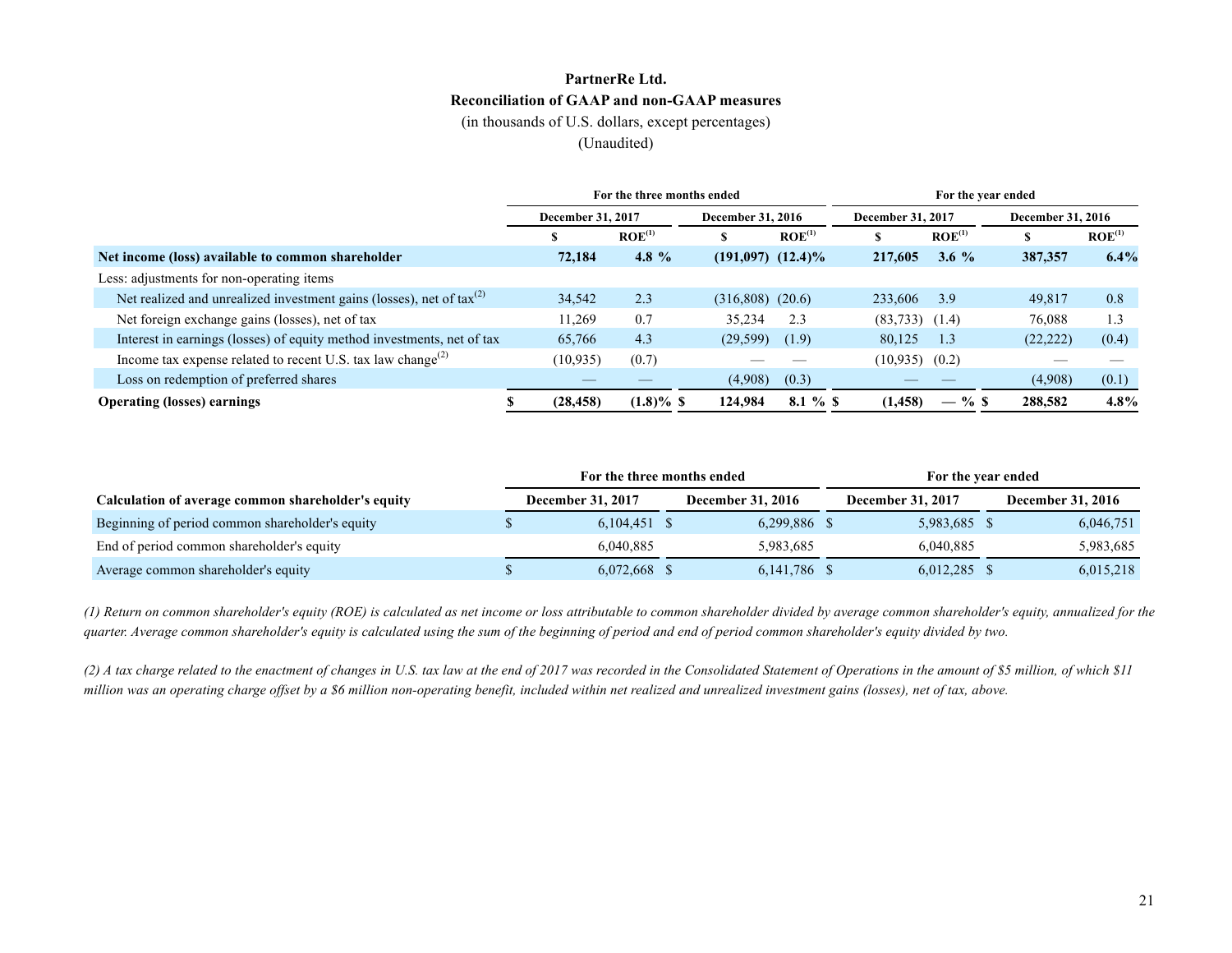**PartnerRe Ltd.**
**Reconciliation of GAAP and non-GAAP measures**
(in thousands of U.S. dollars, except percentages)
(Unaudited)

| | For the three months ended | | | | For the year ended | | | |
|---|---|---|---|---|---|---|---|---|
| | December 31, 2017 | | December 31, 2016 | | December 31, 2017 | | December 31, 2016 | |
| | $ | ROE[(1)] | $ | ROE[(1)] | $ | ROE[(1)] | $ | ROE[(1)] |
| **Net income (loss) available to common shareholder** | **72,184** | **4.8 %** | **(191,097)** | **(12.4)%** | **217,605** | **3.6 %** | **387,357** | **6.4%** |
| Less: adjustments for non-operating items | | | | | | | | |
| Net realized and unrealized investment gains (losses), net of tax[(2)] | 34,542 | 2.3 | (316,808) | (20.6) | 233,606 | 3.9 | 49,817 | 0.8 |
| Net foreign exchange gains (losses), net of tax | 11,269 | 0.7 | 35,234 | 2.3 | (83,733) | (1.4) | 76,088 | 1.3 |
| Interest in earnings (losses) of equity method investments, net of tax | 65,766 | 4.3 | (29,599) | (1.9) | 80,125 | 1.3 | (22,222) | (0.4) |
| Income tax expense related to recent U.S. tax law change[(2)] | (10,935) | (0.7) | — | — | (10,935) | (0.2) | — | — |
| Loss on redemption of preferred shares | — | — | (4,908) | (0.3) | — | — | (4,908) | (0.1) |
| **Operating (losses) earnings** | **$ (28,458)** | **(1.8)%** | **$ 124,984** | **8.1 %** | **$ (1,458)** | **— %** | **$ 288,582** | **4.8%** |

| | For the three months ended | | For the year ended | |
|---|---|---|---|---|
| **Calculation of average common shareholder's equity** | **December 31, 2017** | **December 31, 2016** | **December 31, 2017** | **December 31, 2016** |
| Beginning of period common shareholder's equity | $ 6,104,451 | $ 6,299,886 | $ 5,983,685 | $ 6,046,751 |
| End of period common shareholder's equity | 6,040,885 | 5,983,685 | 6,040,885 | 5,983,685 |
| Average common shareholder's equity | $ 6,072,668 | $ 6,141,786 | $ 6,012,285 | $ 6,015,218 |

*(1) Return on common shareholder's equity (ROE) is calculated as net income or loss attributable to common shareholder divided by average common shareholder's equity, annualized for the quarter. Average common shareholder's equity is calculated using the sum of the beginning of period and end of period common shareholder's equity divided by two.*

*(2) A tax charge related to the enactment of changes in U.S. tax law at the end of 2017 was recorded in the Consolidated Statement of Operations in the amount of $5 million, of which $11 million was an operating charge offset by a $6 million non-operating benefit, included within net realized and unrealized investment gains (losses), net of tax, above.*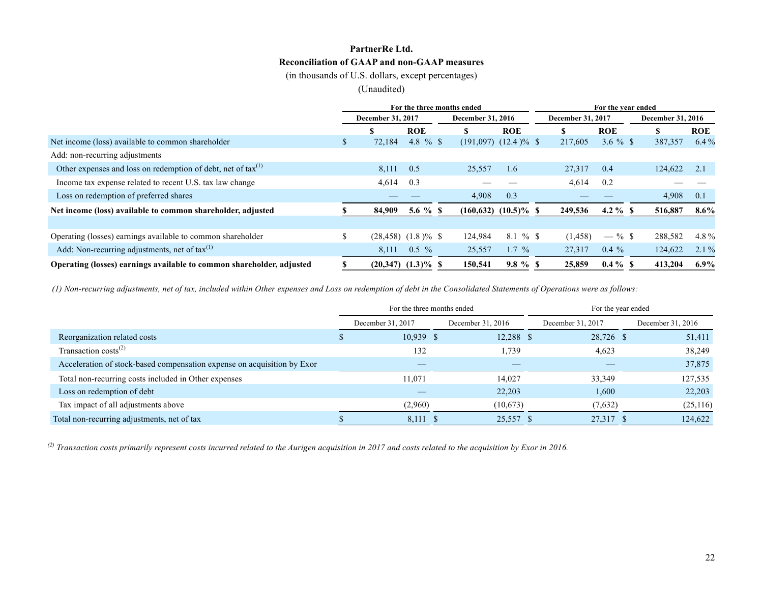**PartnerRe Ltd.**

**Reconciliation of GAAP and non-GAAP measures**

(in thousands of U.S. dollars, except percentages)

(Unaudited)

| | For the three months ended | | | | For the year ended | | | |
|---|---|---|---|---|---|---|---|---|
| | December 31, 2017 | | December 31, 2016 | | December 31, 2017 | | December 31, 2016 | |
| | $ | ROE | $ | ROE | $ | ROE | $ | ROE |
| Net income (loss) available to common shareholder | $ 72,184 | 4.8 % | $ (191,097) | (12.4 )% | $ 217,605 | 3.6 % | $ 387,357 | 6.4 % |
| Add: non-recurring adjustments | | | | | | | | |
| Other expenses and loss on redemption of debt, net of tax[(1)] | 8,111 | 0.5 | 25,557 | 1.6 | 27,317 | 0.4 | 124,622 | 2.1 |
| Income tax expense related to recent U.S. tax law change | 4,614 | 0.3 | — | — | 4,614 | 0.2 | — | — |
| Loss on redemption of preferred shares | — | — | 4,908 | 0.3 | — | — | 4,908 | 0.1 |
| **Net income (loss) available to common shareholder, adjusted** | **$ 84,909** | **5.6 %** | **$ (160,632)** | **(10.5)%** | **$ 249,536** | **4.2 %** | **$ 516,887** | **8.6%** |
| | | | | | | | | |
| Operating (losses) earnings available to common shareholder | $ (28,458) | (1.8 )% | $ 124,984 | 8.1 % | $ (1,458) | — % | $ 288,582 | 4.8 % |
| Add: Non-recurring adjustments, net of tax[(1)] | 8,111 | 0.5 % | 25,557 | 1.7 % | 27,317 | 0.4 % | 124,622 | 2.1 % |
| **Operating (losses) earnings available to common shareholder, adjusted** | **$ (20,347)** | **(1.3)%** | **$ 150,541** | **9.8 %** | **$ 25,859** | **0.4 %** | **$ 413,204** | **6.9%** |

*(1) Non-recurring adjustments, net of tax, included within Other expenses and Loss on redemption of debt in the Consolidated Statements of Operations were as follows:*

| | For the three months ended | | For the year ended | |
|---|---|---|---|---|
| | December 31, 2017 | December 31, 2016 | December 31, 2017 | December 31, 2016 |
| Reorganization related costs | $ 10,939 | $ 12,288 | $ 28,726 | $ 51,411 |
| Transaction costs[(2)] | 132 | 1,739 | 4,623 | 38,249 |
| Acceleration of stock-based compensation expense on acquisition by Exor | — | — | — | 37,875 |
| Total non-recurring costs included in Other expenses | 11,071 | 14,027 | 33,349 | 127,535 |
| Loss on redemption of debt | — | 22,203 | 1,600 | 22,203 |
| Tax impact of all adjustments above | (2,960) | (10,673) | (7,632) | (25,116) |
| Total non-recurring adjustments, net of tax | $ 8,111 | $ 25,557 | $ 27,317 | $ 124,622 |

*[(2)] Transaction costs primarily represent costs incurred related to the Aurigen acquisition in 2017 and costs related to the acquisition by Exor in 2016.*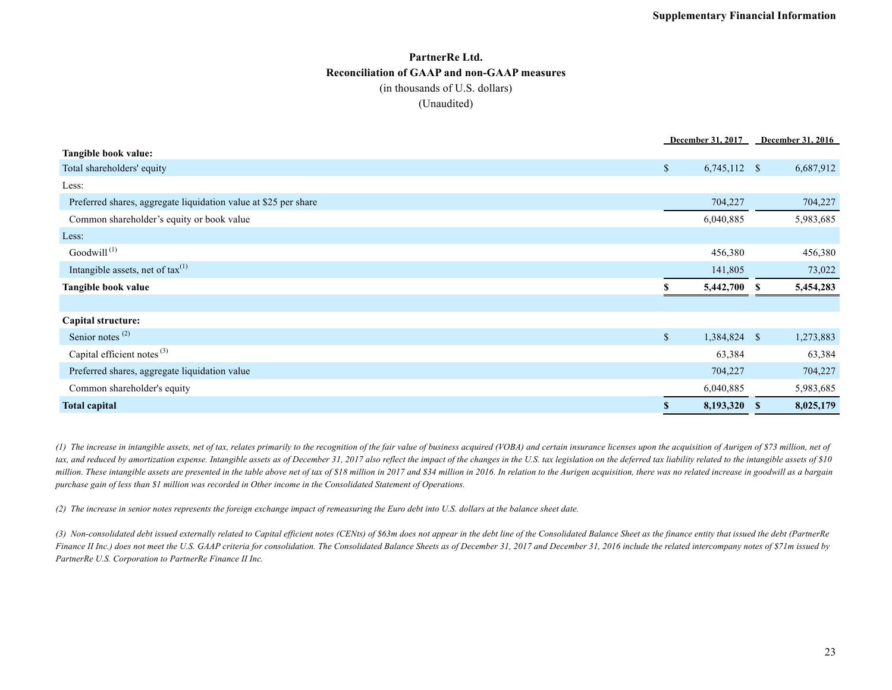## PartnerRe Ltd.

### Reconciliation of GAAP and non-GAAP measures

(in thousands of U.S. dollars)

(Unaudited)

| | December 31, 2017 | December 31, 2016 |
|---|---|---|
| **Tangible book value:** | | |
| Total shareholders' equity | $ 6,745,112 | $ 6,687,912 |
| Less: | | |
| Preferred shares, aggregate liquidation value at $25 per share | 704,227 | 704,227 |
| Common shareholder's equity or book value | 6,040,885 | 5,983,685 |
| Less: | | |
| Goodwill [1] | 456,380 | 456,380 |
| Intangible assets, net of tax[1] | 141,805 | 73,022 |
| **Tangible book value** | **$ 5,442,700** | **$ 5,454,283** |
| | | |
| **Capital structure:** | | |
| Senior notes [2] | $ 1,384,824 | $ 1,273,883 |
| Capital efficient notes [3] | 63,384 | 63,384 |
| Preferred shares, aggregate liquidation value | 704,227 | 704,227 |
| Common shareholder's equity | 6,040,885 | 5,983,685 |
| **Total capital** | **$ 8,193,320** | **$ 8,025,179** |

*(1) The increase in intangible assets, net of tax, relates primarily to the recognition of the fair value of business acquired (VOBA) and certain insurance licenses upon the acquisition of Aurigen of $73 million, net of tax, and reduced by amortization expense. Intangible assets as of December 31, 2017 also reflect the impact of the changes in the U.S. tax legislation on the deferred tax liability related to the intangible assets of $10 million. These intangible assets are presented in the table above net of tax of $18 million in 2017 and $34 million in 2016. In relation to the Aurigen acquisition, there was no related increase in goodwill as a bargain purchase gain of less than $1 million was recorded in Other income in the Consolidated Statement of Operations.*

*(2) The increase in senior notes represents the foreign exchange impact of remeasuring the Euro debt into U.S. dollars at the balance sheet date.*

*(3) Non-consolidated debt issued externally related to Capital efficient notes (CENts) of $63m does not appear in the debt line of the Consolidated Balance Sheet as the finance entity that issued the debt (PartnerRe Finance II Inc.) does not meet the U.S. GAAP criteria for consolidation. The Consolidated Balance Sheets as of December 31, 2017 and December 31, 2016 include the related intercompany notes of $71m issued by PartnerRe U.S. Corporation to PartnerRe Finance II Inc.*